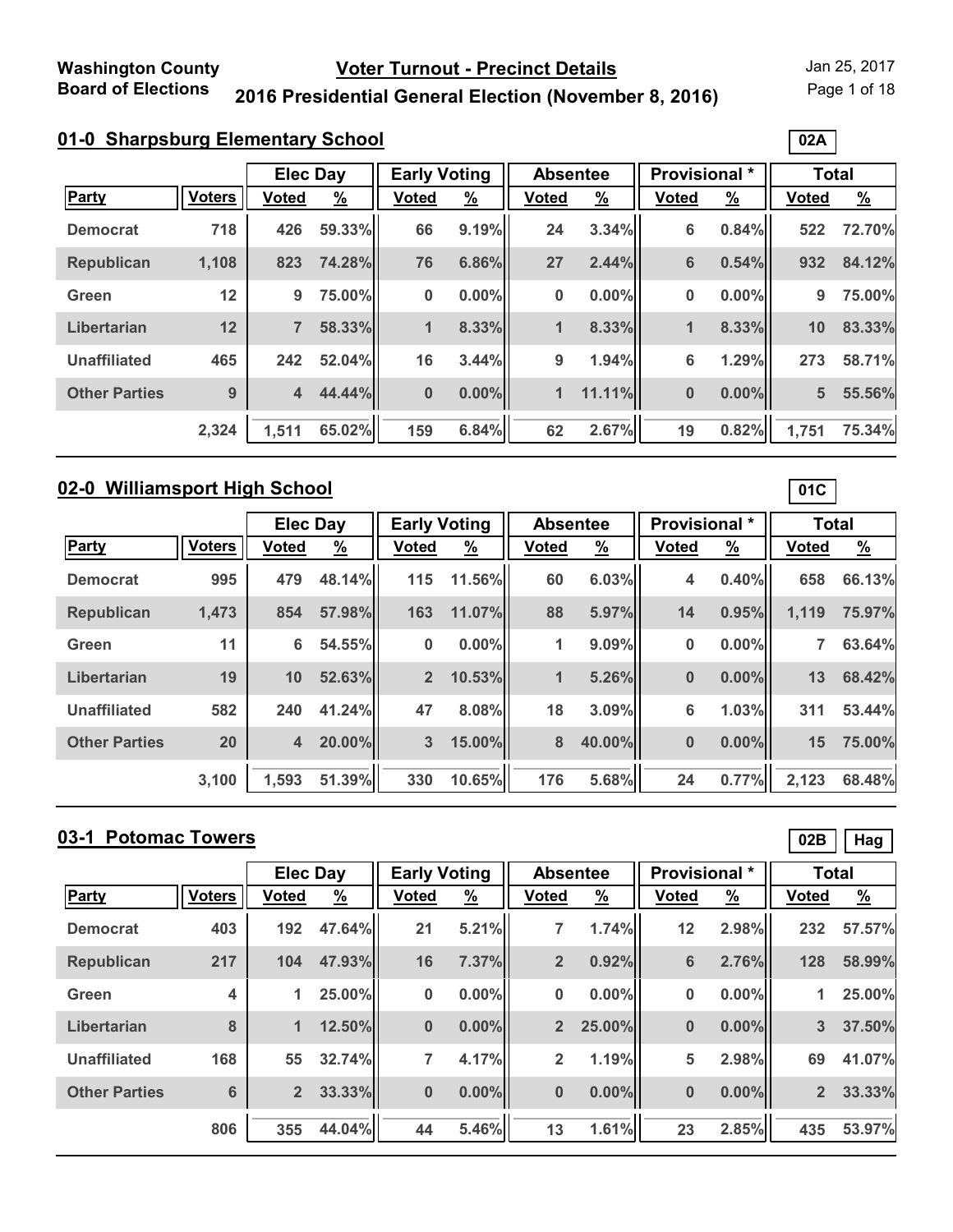Washington County Board of Elections

# Voter Turnout - Precinct Details

## 2016 Presidential General Election (November 8, 2016)

Jan 25, 2017

### 01-0 Sharpsburg Elementary School

02A

| | | Elec Day | | Early Voting | | Absentee | | Provisional * | | Total | |
|---|---|---|---|---|---|---|---|---|---|---|---|
| Party | Voters | Voted | % | Voted | % | Voted | % | Voted | % | Voted | % |
| Democrat | 718 | 426 | 59.33% | 66 | 9.19% | 24 | 3.34% | 6 | 0.84% | 522 | 72.70% |
| Republican | 1,108 | 823 | 74.28% | 76 | 6.86% | 27 | 2.44% | 6 | 0.54% | 932 | 84.12% |
| Green | 12 | 9 | 75.00% | 0 | 0.00% | 0 | 0.00% | 0 | 0.00% | 9 | 75.00% |
| Libertarian | 12 | 7 | 58.33% | 1 | 8.33% | 1 | 8.33% | 1 | 8.33% | 10 | 83.33% |
| Unaffiliated | 465 | 242 | 52.04% | 16 | 3.44% | 9 | 1.94% | 6 | 1.29% | 273 | 58.71% |
| Other Parties | 9 | 4 | 44.44% | 0 | 0.00% | 1 | 11.11% | 0 | 0.00% | 5 | 55.56% |
| | 2,324 | 1,511 | 65.02% | 159 | 6.84% | 62 | 2.67% | 19 | 0.82% | 1,751 | 75.34% |

### 02-0 Williamsport High School

01C

| | | Elec Day | | Early Voting | | Absentee | | Provisional * | | Total | |
|---|---|---|---|---|---|---|---|---|---|---|---|
| Party | Voters | Voted | % | Voted | % | Voted | % | Voted | % | Voted | % |
| Democrat | 995 | 479 | 48.14% | 115 | 11.56% | 60 | 6.03% | 4 | 0.40% | 658 | 66.13% |
| Republican | 1,473 | 854 | 57.98% | 163 | 11.07% | 88 | 5.97% | 14 | 0.95% | 1,119 | 75.97% |
| Green | 11 | 6 | 54.55% | 0 | 0.00% | 1 | 9.09% | 0 | 0.00% | 7 | 63.64% |
| Libertarian | 19 | 10 | 52.63% | 2 | 10.53% | 1 | 5.26% | 0 | 0.00% | 13 | 68.42% |
| Unaffiliated | 582 | 240 | 41.24% | 47 | 8.08% | 18 | 3.09% | 6 | 1.03% | 311 | 53.44% |
| Other Parties | 20 | 4 | 20.00% | 3 | 15.00% | 8 | 40.00% | 0 | 0.00% | 15 | 75.00% |
| | 3,100 | 1,593 | 51.39% | 330 | 10.65% | 176 | 5.68% | 24 | 0.77% | 2,123 | 68.48% |

### 03-1 Potomac Towers

02B Hag

| | | Elec Day | | Early Voting | | Absentee | | Provisional * | | Total | |
|---|---|---|---|---|---|---|---|---|---|---|---|
| Party | Voters | Voted | % | Voted | % | Voted | % | Voted | % | Voted | % |
| Democrat | 403 | 192 | 47.64% | 21 | 5.21% | 7 | 1.74% | 12 | 2.98% | 232 | 57.57% |
| Republican | 217 | 104 | 47.93% | 16 | 7.37% | 2 | 0.92% | 6 | 2.76% | 128 | 58.99% |
| Green | 4 | 1 | 25.00% | 0 | 0.00% | 0 | 0.00% | 0 | 0.00% | 1 | 25.00% |
| Libertarian | 8 | 1 | 12.50% | 0 | 0.00% | 2 | 25.00% | 0 | 0.00% | 3 | 37.50% |
| Unaffiliated | 168 | 55 | 32.74% | 7 | 4.17% | 2 | 1.19% | 5 | 2.98% | 69 | 41.07% |
| Other Parties | 6 | 2 | 33.33% | 0 | 0.00% | 0 | 0.00% | 0 | 0.00% | 2 | 33.33% |
| | 806 | 355 | 44.04% | 44 | 5.46% | 13 | 1.61% | 23 | 2.85% | 435 | 53.97% |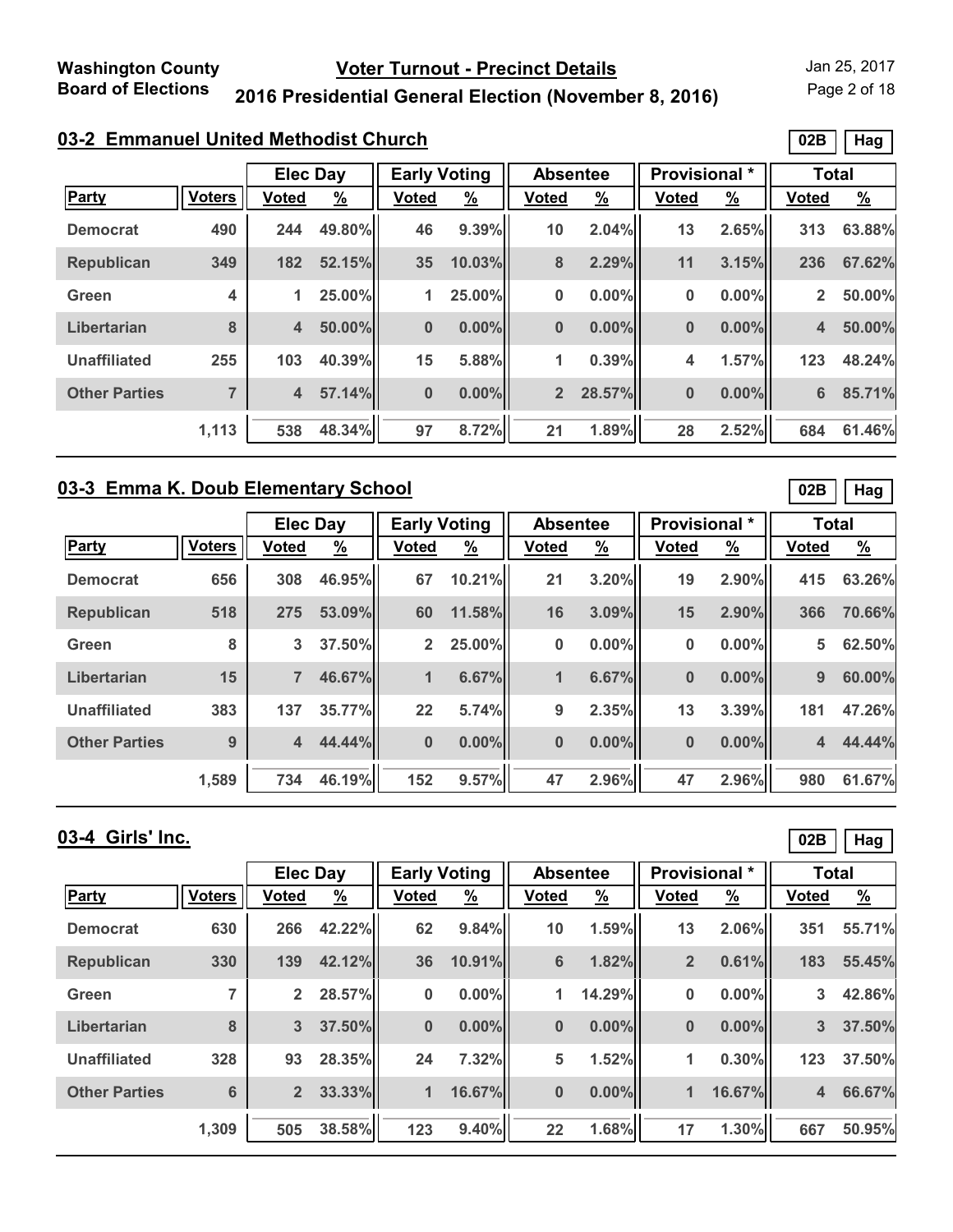Washington County Board of Elections

# Voter Turnout - Precinct Details

## 2016 Presidential General Election (November 8, 2016)

Jan 25, 2017

### 03-2 Emmanuel United Methodist Church

02B Hag

| | | Elec Day | | Early Voting | | Absentee | | Provisional * | | Total | |
|---|---|---|---|---|---|---|---|---|---|---|---|
| Party | Voters | Voted | % | Voted | % | Voted | % | Voted | % | Voted | % |
| Democrat | 490 | 244 | 49.80% | 46 | 9.39% | 10 | 2.04% | 13 | 2.65% | 313 | 63.88% |
| Republican | 349 | 182 | 52.15% | 35 | 10.03% | 8 | 2.29% | 11 | 3.15% | 236 | 67.62% |
| Green | 4 | 1 | 25.00% | 1 | 25.00% | 0 | 0.00% | 0 | 0.00% | 2 | 50.00% |
| Libertarian | 8 | 4 | 50.00% | 0 | 0.00% | 0 | 0.00% | 0 | 0.00% | 4 | 50.00% |
| Unaffiliated | 255 | 103 | 40.39% | 15 | 5.88% | 1 | 0.39% | 4 | 1.57% | 123 | 48.24% |
| Other Parties | 7 | 4 | 57.14% | 0 | 0.00% | 2 | 28.57% | 0 | 0.00% | 6 | 85.71% |
| | 1,113 | 538 | 48.34% | 97 | 8.72% | 21 | 1.89% | 28 | 2.52% | 684 | 61.46% |

### 03-3 Emma K. Doub Elementary School

02B Hag

| | | Elec Day | | Early Voting | | Absentee | | Provisional * | | Total | |
|---|---|---|---|---|---|---|---|---|---|---|---|
| Party | Voters | Voted | % | Voted | % | Voted | % | Voted | % | Voted | % |
| Democrat | 656 | 308 | 46.95% | 67 | 10.21% | 21 | 3.20% | 19 | 2.90% | 415 | 63.26% |
| Republican | 518 | 275 | 53.09% | 60 | 11.58% | 16 | 3.09% | 15 | 2.90% | 366 | 70.66% |
| Green | 8 | 3 | 37.50% | 2 | 25.00% | 0 | 0.00% | 0 | 0.00% | 5 | 62.50% |
| Libertarian | 15 | 7 | 46.67% | 1 | 6.67% | 1 | 6.67% | 0 | 0.00% | 9 | 60.00% |
| Unaffiliated | 383 | 137 | 35.77% | 22 | 5.74% | 9 | 2.35% | 13 | 3.39% | 181 | 47.26% |
| Other Parties | 9 | 4 | 44.44% | 0 | 0.00% | 0 | 0.00% | 0 | 0.00% | 4 | 44.44% |
| | 1,589 | 734 | 46.19% | 152 | 9.57% | 47 | 2.96% | 47 | 2.96% | 980 | 61.67% |

### 03-4 Girls' Inc.

02B Hag

| | | Elec Day | | Early Voting | | Absentee | | Provisional * | | Total | |
|---|---|---|---|---|---|---|---|---|---|---|---|
| Party | Voters | Voted | % | Voted | % | Voted | % | Voted | % | Voted | % |
| Democrat | 630 | 266 | 42.22% | 62 | 9.84% | 10 | 1.59% | 13 | 2.06% | 351 | 55.71% |
| Republican | 330 | 139 | 42.12% | 36 | 10.91% | 6 | 1.82% | 2 | 0.61% | 183 | 55.45% |
| Green | 7 | 2 | 28.57% | 0 | 0.00% | 1 | 14.29% | 0 | 0.00% | 3 | 42.86% |
| Libertarian | 8 | 3 | 37.50% | 0 | 0.00% | 0 | 0.00% | 0 | 0.00% | 3 | 37.50% |
| Unaffiliated | 328 | 93 | 28.35% | 24 | 7.32% | 5 | 1.52% | 1 | 0.30% | 123 | 37.50% |
| Other Parties | 6 | 2 | 33.33% | 1 | 16.67% | 0 | 0.00% | 1 | 16.67% | 4 | 66.67% |
| | 1,309 | 505 | 38.58% | 123 | 9.40% | 22 | 1.68% | 17 | 1.30% | 667 | 50.95% |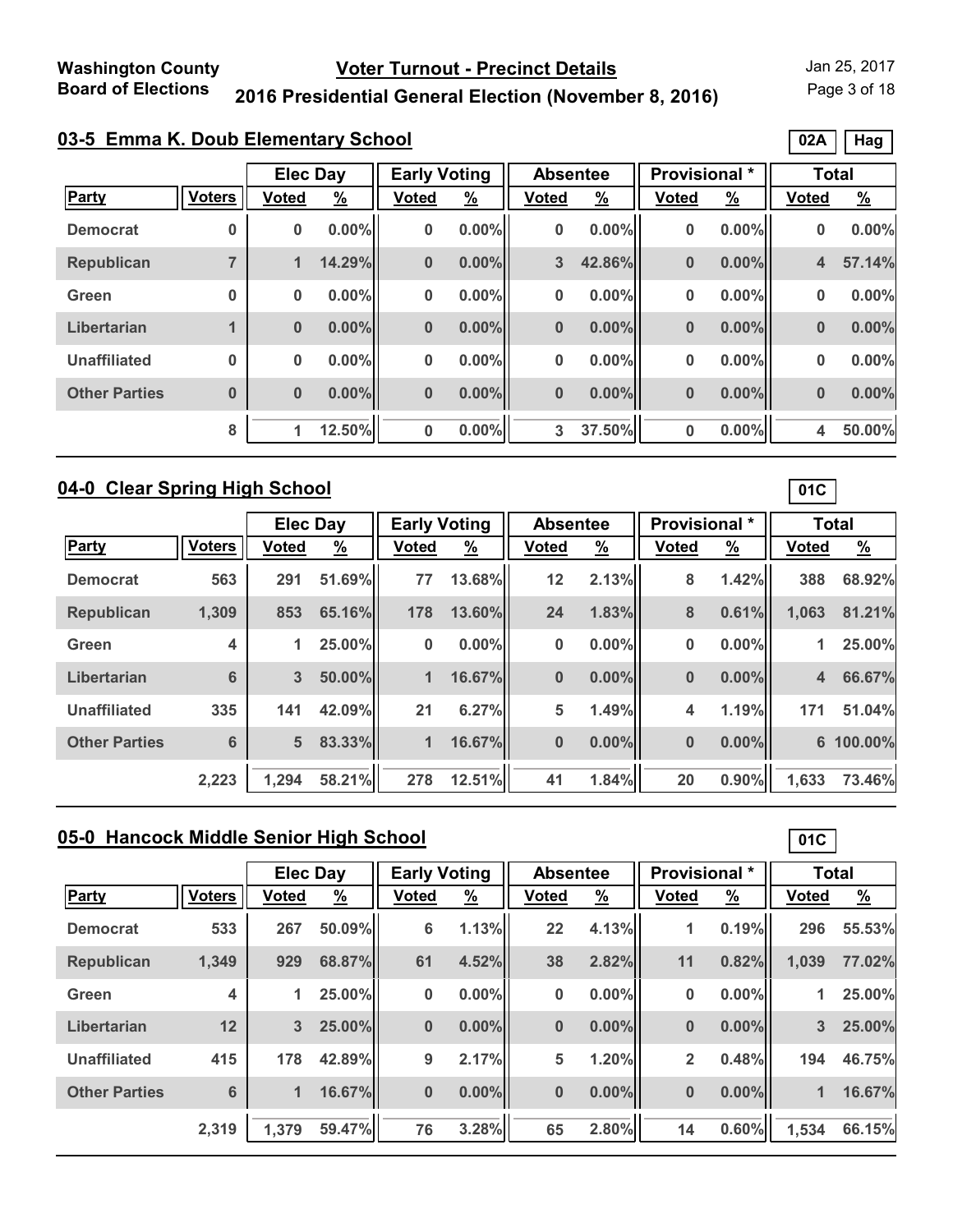## 03-5 Emma K. Doub Elementary School

02A | Hag

| Party | Voters | Elec Day Voted | Elec Day % | Early Voting Voted | Early Voting % | Absentee Voted | Absentee % | Provisional * Voted | Provisional * % | Total Voted | Total % |
|---|---|---|---|---|---|---|---|---|---|---|---|
| Democrat | 0 | 0 | 0.00% | 0 | 0.00% | 0 | 0.00% | 0 | 0.00% | 0 | 0.00% |
| Republican | 7 | 1 | 14.29% | 0 | 0.00% | 3 | 42.86% | 0 | 0.00% | 4 | 57.14% |
| Green | 0 | 0 | 0.00% | 0 | 0.00% | 0 | 0.00% | 0 | 0.00% | 0 | 0.00% |
| Libertarian | 1 | 0 | 0.00% | 0 | 0.00% | 0 | 0.00% | 0 | 0.00% | 0 | 0.00% |
| Unaffiliated | 0 | 0 | 0.00% | 0 | 0.00% | 0 | 0.00% | 0 | 0.00% | 0 | 0.00% |
| Other Parties | 0 | 0 | 0.00% | 0 | 0.00% | 0 | 0.00% | 0 | 0.00% | 0 | 0.00% |
| | 8 | 1 | 12.50% | 0 | 0.00% | 3 | 37.50% | 0 | 0.00% | 4 | 50.00% |

## 04-0 Clear Spring High School

01C

| Party | Voters | Elec Day Voted | Elec Day % | Early Voting Voted | Early Voting % | Absentee Voted | Absentee % | Provisional * Voted | Provisional * % | Total Voted | Total % |
|---|---|---|---|---|---|---|---|---|---|---|---|
| Democrat | 563 | 291 | 51.69% | 77 | 13.68% | 12 | 2.13% | 8 | 1.42% | 388 | 68.92% |
| Republican | 1,309 | 853 | 65.16% | 178 | 13.60% | 24 | 1.83% | 8 | 0.61% | 1,063 | 81.21% |
| Green | 4 | 1 | 25.00% | 0 | 0.00% | 0 | 0.00% | 0 | 0.00% | 1 | 25.00% |
| Libertarian | 6 | 3 | 50.00% | 1 | 16.67% | 0 | 0.00% | 0 | 0.00% | 4 | 66.67% |
| Unaffiliated | 335 | 141 | 42.09% | 21 | 6.27% | 5 | 1.49% | 4 | 1.19% | 171 | 51.04% |
| Other Parties | 6 | 5 | 83.33% | 1 | 16.67% | 0 | 0.00% | 0 | 0.00% | 6 | 100.00% |
| | 2,223 | 1,294 | 58.21% | 278 | 12.51% | 41 | 1.84% | 20 | 0.90% | 1,633 | 73.46% |

## 05-0 Hancock Middle Senior High School

01C

| Party | Voters | Elec Day Voted | Elec Day % | Early Voting Voted | Early Voting % | Absentee Voted | Absentee % | Provisional * Voted | Provisional * % | Total Voted | Total % |
|---|---|---|---|---|---|---|---|---|---|---|---|
| Democrat | 533 | 267 | 50.09% | 6 | 1.13% | 22 | 4.13% | 1 | 0.19% | 296 | 55.53% |
| Republican | 1,349 | 929 | 68.87% | 61 | 4.52% | 38 | 2.82% | 11 | 0.82% | 1,039 | 77.02% |
| Green | 4 | 1 | 25.00% | 0 | 0.00% | 0 | 0.00% | 0 | 0.00% | 1 | 25.00% |
| Libertarian | 12 | 3 | 25.00% | 0 | 0.00% | 0 | 0.00% | 0 | 0.00% | 3 | 25.00% |
| Unaffiliated | 415 | 178 | 42.89% | 9 | 2.17% | 5 | 1.20% | 2 | 0.48% | 194 | 46.75% |
| Other Parties | 6 | 1 | 16.67% | 0 | 0.00% | 0 | 0.00% | 0 | 0.00% | 1 | 16.67% |
| | 2,319 | 1,379 | 59.47% | 76 | 3.28% | 65 | 2.80% | 14 | 0.60% | 1,534 | 66.15% |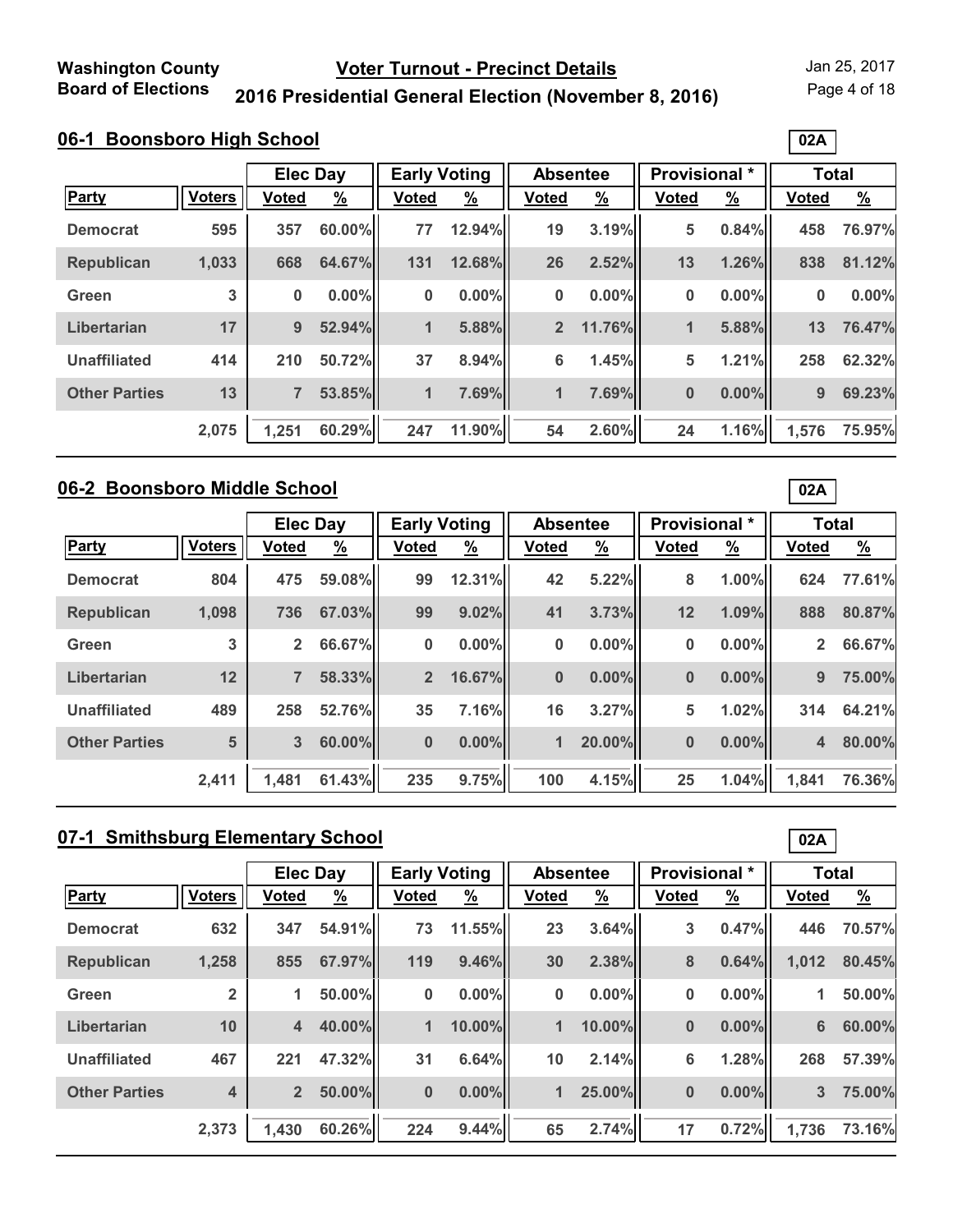Washington County Board of Elections

# Voter Turnout - Precinct Details

## 2016 Presidential General Election (November 8, 2016)

Jan 25, 2017

### 06-1 Boonsboro High School

02A

| | | Elec Day | | Early Voting | | Absentee | | Provisional * | | Total | |
|---|---|---|---|---|---|---|---|---|---|---|---|
| **Party** | **Voters** | **Voted** | **%** | **Voted** | **%** | **Voted** | **%** | **Voted** | **%** | **Voted** | **%** |
| Democrat | 595 | 357 | 60.00% | 77 | 12.94% | 19 | 3.19% | 5 | 0.84% | 458 | 76.97% |
| Republican | 1,033 | 668 | 64.67% | 131 | 12.68% | 26 | 2.52% | 13 | 1.26% | 838 | 81.12% |
| Green | 3 | 0 | 0.00% | 0 | 0.00% | 0 | 0.00% | 0 | 0.00% | 0 | 0.00% |
| Libertarian | 17 | 9 | 52.94% | 1 | 5.88% | 2 | 11.76% | 1 | 5.88% | 13 | 76.47% |
| Unaffiliated | 414 | 210 | 50.72% | 37 | 8.94% | 6 | 1.45% | 5 | 1.21% | 258 | 62.32% |
| Other Parties | 13 | 7 | 53.85% | 1 | 7.69% | 1 | 7.69% | 0 | 0.00% | 9 | 69.23% |
| | 2,075 | 1,251 | 60.29% | 247 | 11.90% | 54 | 2.60% | 24 | 1.16% | 1,576 | 75.95% |

### 06-2 Boonsboro Middle School

02A

| | | Elec Day | | Early Voting | | Absentee | | Provisional * | | Total | |
|---|---|---|---|---|---|---|---|---|---|---|---|
| **Party** | **Voters** | **Voted** | **%** | **Voted** | **%** | **Voted** | **%** | **Voted** | **%** | **Voted** | **%** |
| Democrat | 804 | 475 | 59.08% | 99 | 12.31% | 42 | 5.22% | 8 | 1.00% | 624 | 77.61% |
| Republican | 1,098 | 736 | 67.03% | 99 | 9.02% | 41 | 3.73% | 12 | 1.09% | 888 | 80.87% |
| Green | 3 | 2 | 66.67% | 0 | 0.00% | 0 | 0.00% | 0 | 0.00% | 2 | 66.67% |
| Libertarian | 12 | 7 | 58.33% | 2 | 16.67% | 0 | 0.00% | 0 | 0.00% | 9 | 75.00% |
| Unaffiliated | 489 | 258 | 52.76% | 35 | 7.16% | 16 | 3.27% | 5 | 1.02% | 314 | 64.21% |
| Other Parties | 5 | 3 | 60.00% | 0 | 0.00% | 1 | 20.00% | 0 | 0.00% | 4 | 80.00% |
| | 2,411 | 1,481 | 61.43% | 235 | 9.75% | 100 | 4.15% | 25 | 1.04% | 1,841 | 76.36% |

### 07-1 Smithsburg Elementary School

02A

| | | Elec Day | | Early Voting | | Absentee | | Provisional * | | Total | |
|---|---|---|---|---|---|---|---|---|---|---|---|
| **Party** | **Voters** | **Voted** | **%** | **Voted** | **%** | **Voted** | **%** | **Voted** | **%** | **Voted** | **%** |
| Democrat | 632 | 347 | 54.91% | 73 | 11.55% | 23 | 3.64% | 3 | 0.47% | 446 | 70.57% |
| Republican | 1,258 | 855 | 67.97% | 119 | 9.46% | 30 | 2.38% | 8 | 0.64% | 1,012 | 80.45% |
| Green | 2 | 1 | 50.00% | 0 | 0.00% | 0 | 0.00% | 0 | 0.00% | 1 | 50.00% |
| Libertarian | 10 | 4 | 40.00% | 1 | 10.00% | 1 | 10.00% | 0 | 0.00% | 6 | 60.00% |
| Unaffiliated | 467 | 221 | 47.32% | 31 | 6.64% | 10 | 2.14% | 6 | 1.28% | 268 | 57.39% |
| Other Parties | 4 | 2 | 50.00% | 0 | 0.00% | 1 | 25.00% | 0 | 0.00% | 3 | 75.00% |
| | 2,373 | 1,430 | 60.26% | 224 | 9.44% | 65 | 2.74% | 17 | 0.72% | 1,736 | 73.16% |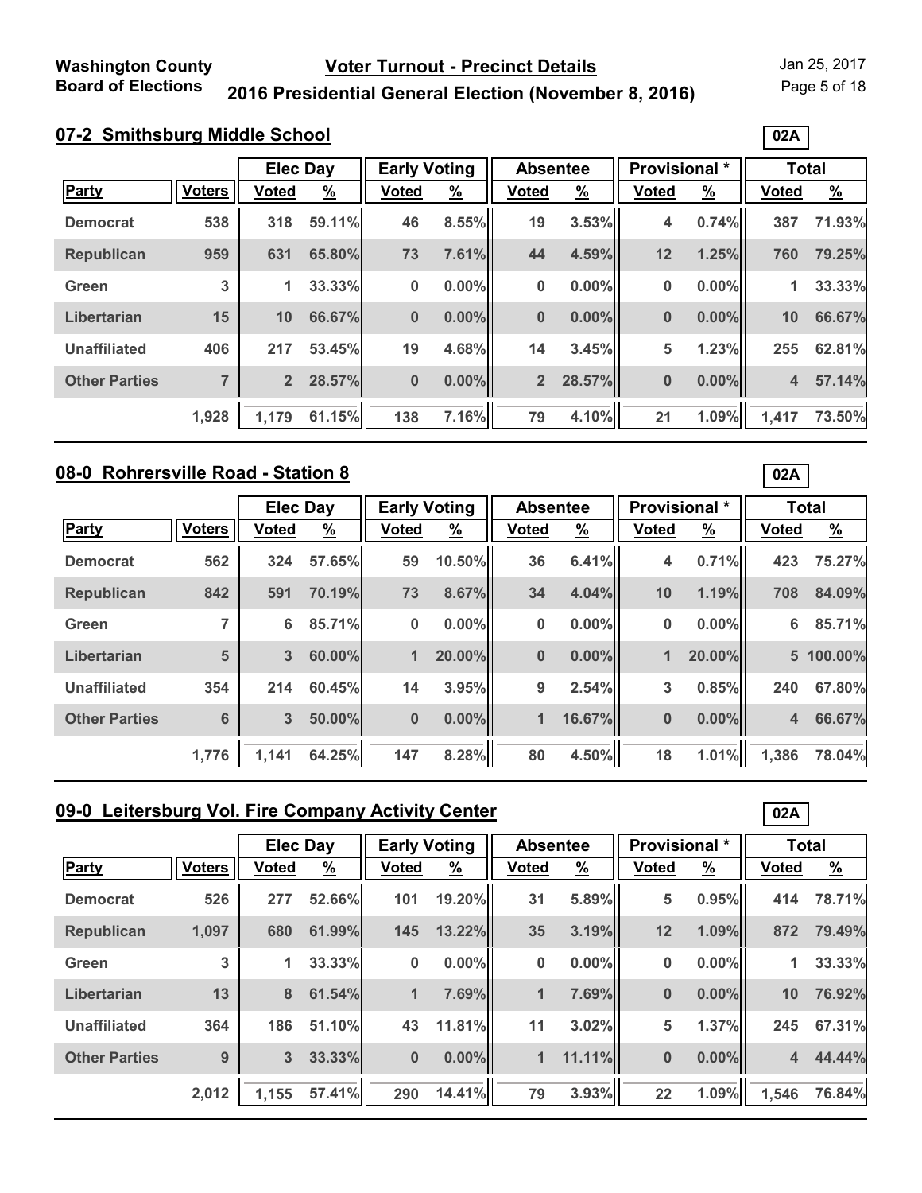**Washington County Board of Elections**

## Voter Turnout - Precinct Details

## 2016 Presidential General Election (November 8, 2016)

Jan 25, 2017

### 07-2 Smithsburg Middle School

02A

| | | Elec Day | | Early Voting | | Absentee | | Provisional * | | Total | |
|---|---|---|---|---|---|---|---|---|---|---|---|
| Party | Voters | Voted | % | Voted | % | Voted | % | Voted | % | Voted | % |
| Democrat | 538 | 318 | 59.11% | 46 | 8.55% | 19 | 3.53% | 4 | 0.74% | 387 | 71.93% |
| Republican | 959 | 631 | 65.80% | 73 | 7.61% | 44 | 4.59% | 12 | 1.25% | 760 | 79.25% |
| Green | 3 | 1 | 33.33% | 0 | 0.00% | 0 | 0.00% | 0 | 0.00% | 1 | 33.33% |
| Libertarian | 15 | 10 | 66.67% | 0 | 0.00% | 0 | 0.00% | 0 | 0.00% | 10 | 66.67% |
| Unaffiliated | 406 | 217 | 53.45% | 19 | 4.68% | 14 | 3.45% | 5 | 1.23% | 255 | 62.81% |
| Other Parties | 7 | 2 | 28.57% | 0 | 0.00% | 2 | 28.57% | 0 | 0.00% | 4 | 57.14% |
| | 1,928 | 1,179 | 61.15% | 138 | 7.16% | 79 | 4.10% | 21 | 1.09% | 1,417 | 73.50% |

### 08-0 Rohrersville Road - Station 8

02A

| | | Elec Day | | Early Voting | | Absentee | | Provisional * | | Total | |
|---|---|---|---|---|---|---|---|---|---|---|---|
| Party | Voters | Voted | % | Voted | % | Voted | % | Voted | % | Voted | % |
| Democrat | 562 | 324 | 57.65% | 59 | 10.50% | 36 | 6.41% | 4 | 0.71% | 423 | 75.27% |
| Republican | 842 | 591 | 70.19% | 73 | 8.67% | 34 | 4.04% | 10 | 1.19% | 708 | 84.09% |
| Green | 7 | 6 | 85.71% | 0 | 0.00% | 0 | 0.00% | 0 | 0.00% | 6 | 85.71% |
| Libertarian | 5 | 3 | 60.00% | 1 | 20.00% | 0 | 0.00% | 1 | 20.00% | 5 | 100.00% |
| Unaffiliated | 354 | 214 | 60.45% | 14 | 3.95% | 9 | 2.54% | 3 | 0.85% | 240 | 67.80% |
| Other Parties | 6 | 3 | 50.00% | 0 | 0.00% | 1 | 16.67% | 0 | 0.00% | 4 | 66.67% |
| | 1,776 | 1,141 | 64.25% | 147 | 8.28% | 80 | 4.50% | 18 | 1.01% | 1,386 | 78.04% |

### 09-0 Leitersburg Vol. Fire Company Activity Center

02A

| | | Elec Day | | Early Voting | | Absentee | | Provisional * | | Total | |
|---|---|---|---|---|---|---|---|---|---|---|---|
| Party | Voters | Voted | % | Voted | % | Voted | % | Voted | % | Voted | % |
| Democrat | 526 | 277 | 52.66% | 101 | 19.20% | 31 | 5.89% | 5 | 0.95% | 414 | 78.71% |
| Republican | 1,097 | 680 | 61.99% | 145 | 13.22% | 35 | 3.19% | 12 | 1.09% | 872 | 79.49% |
| Green | 3 | 1 | 33.33% | 0 | 0.00% | 0 | 0.00% | 0 | 0.00% | 1 | 33.33% |
| Libertarian | 13 | 8 | 61.54% | 1 | 7.69% | 1 | 7.69% | 0 | 0.00% | 10 | 76.92% |
| Unaffiliated | 364 | 186 | 51.10% | 43 | 11.81% | 11 | 3.02% | 5 | 1.37% | 245 | 67.31% |
| Other Parties | 9 | 3 | 33.33% | 0 | 0.00% | 1 | 11.11% | 0 | 0.00% | 4 | 44.44% |
| | 2,012 | 1,155 | 57.41% | 290 | 14.41% | 79 | 3.93% | 22 | 1.09% | 1,546 | 76.84% |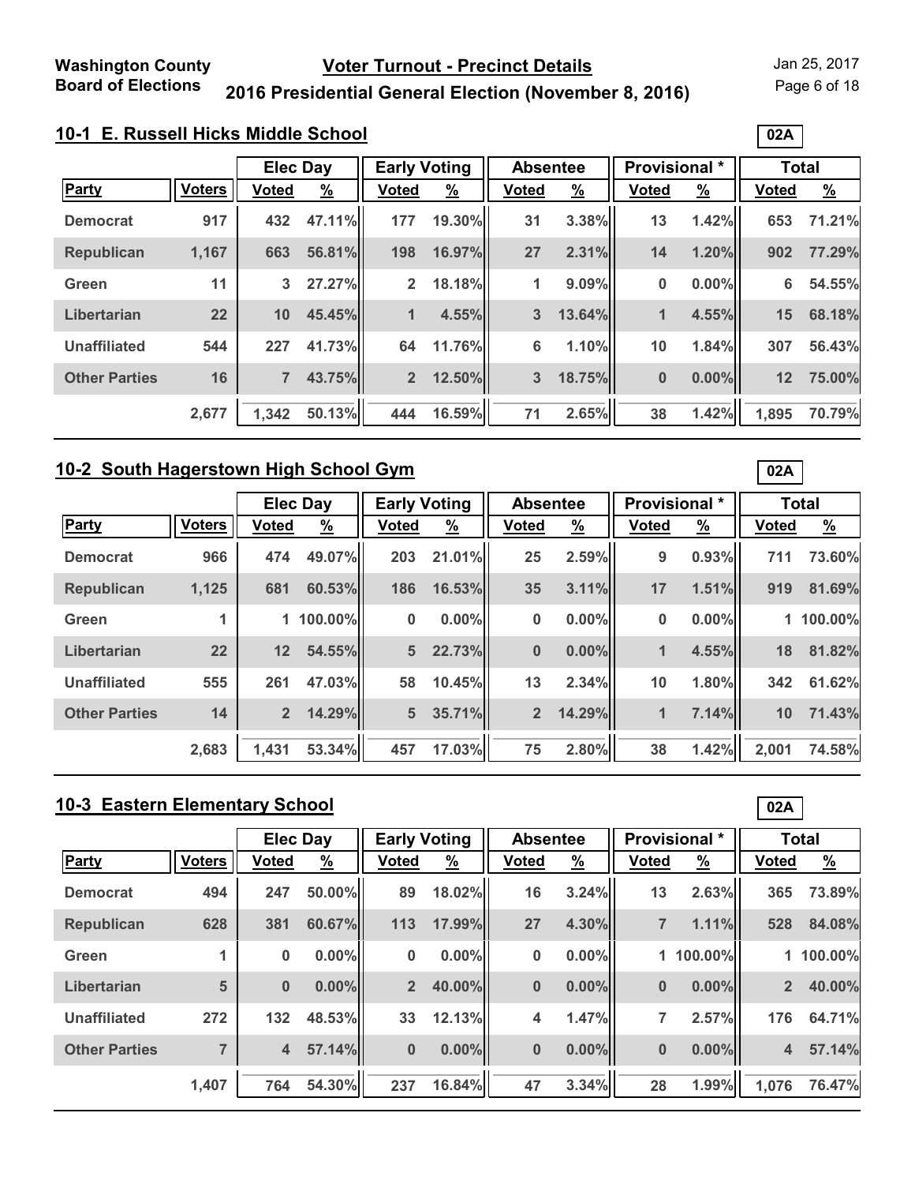# Washington County Board of Elections

## Voter Turnout - Precinct Details

## 2016 Presidential General Election (November 8, 2016)

Jan 25, 2017

### 10-1 E. Russell Hicks Middle School

02A

| | | Elec Day | | Early Voting | | Absentee | | Provisional * | | Total | |
|---|---|---|---|---|---|---|---|---|---|---|---|
| Party | Voters | Voted | % | Voted | % | Voted | % | Voted | % | Voted | % |
| Democrat | 917 | 432 | 47.11% | 177 | 19.30% | 31 | 3.38% | 13 | 1.42% | 653 | 71.21% |
| Republican | 1,167 | 663 | 56.81% | 198 | 16.97% | 27 | 2.31% | 14 | 1.20% | 902 | 77.29% |
| Green | 11 | 3 | 27.27% | 2 | 18.18% | 1 | 9.09% | 0 | 0.00% | 6 | 54.55% |
| Libertarian | 22 | 10 | 45.45% | 1 | 4.55% | 3 | 13.64% | 1 | 4.55% | 15 | 68.18% |
| Unaffiliated | 544 | 227 | 41.73% | 64 | 11.76% | 6 | 1.10% | 10 | 1.84% | 307 | 56.43% |
| Other Parties | 16 | 7 | 43.75% | 2 | 12.50% | 3 | 18.75% | 0 | 0.00% | 12 | 75.00% |
| | 2,677 | 1,342 | 50.13% | 444 | 16.59% | 71 | 2.65% | 38 | 1.42% | 1,895 | 70.79% |

### 10-2 South Hagerstown High School Gym

02A

| | | Elec Day | | Early Voting | | Absentee | | Provisional * | | Total | |
|---|---|---|---|---|---|---|---|---|---|---|---|
| Party | Voters | Voted | % | Voted | % | Voted | % | Voted | % | Voted | % |
| Democrat | 966 | 474 | 49.07% | 203 | 21.01% | 25 | 2.59% | 9 | 0.93% | 711 | 73.60% |
| Republican | 1,125 | 681 | 60.53% | 186 | 16.53% | 35 | 3.11% | 17 | 1.51% | 919 | 81.69% |
| Green | 1 | 1 | 100.00% | 0 | 0.00% | 0 | 0.00% | 0 | 0.00% | 1 | 100.00% |
| Libertarian | 22 | 12 | 54.55% | 5 | 22.73% | 0 | 0.00% | 1 | 4.55% | 18 | 81.82% |
| Unaffiliated | 555 | 261 | 47.03% | 58 | 10.45% | 13 | 2.34% | 10 | 1.80% | 342 | 61.62% |
| Other Parties | 14 | 2 | 14.29% | 5 | 35.71% | 2 | 14.29% | 1 | 7.14% | 10 | 71.43% |
| | 2,683 | 1,431 | 53.34% | 457 | 17.03% | 75 | 2.80% | 38 | 1.42% | 2,001 | 74.58% |

### 10-3 Eastern Elementary School

02A

| | | Elec Day | | Early Voting | | Absentee | | Provisional * | | Total | |
|---|---|---|---|---|---|---|---|---|---|---|---|
| Party | Voters | Voted | % | Voted | % | Voted | % | Voted | % | Voted | % |
| Democrat | 494 | 247 | 50.00% | 89 | 18.02% | 16 | 3.24% | 13 | 2.63% | 365 | 73.89% |
| Republican | 628 | 381 | 60.67% | 113 | 17.99% | 27 | 4.30% | 7 | 1.11% | 528 | 84.08% |
| Green | 1 | 0 | 0.00% | 0 | 0.00% | 0 | 0.00% | 1 | 100.00% | 1 | 100.00% |
| Libertarian | 5 | 0 | 0.00% | 2 | 40.00% | 0 | 0.00% | 0 | 0.00% | 2 | 40.00% |
| Unaffiliated | 272 | 132 | 48.53% | 33 | 12.13% | 4 | 1.47% | 7 | 2.57% | 176 | 64.71% |
| Other Parties | 7 | 4 | 57.14% | 0 | 0.00% | 0 | 0.00% | 0 | 0.00% | 4 | 57.14% |
| | 1,407 | 764 | 54.30% | 237 | 16.84% | 47 | 3.34% | 28 | 1.99% | 1,076 | 76.47% |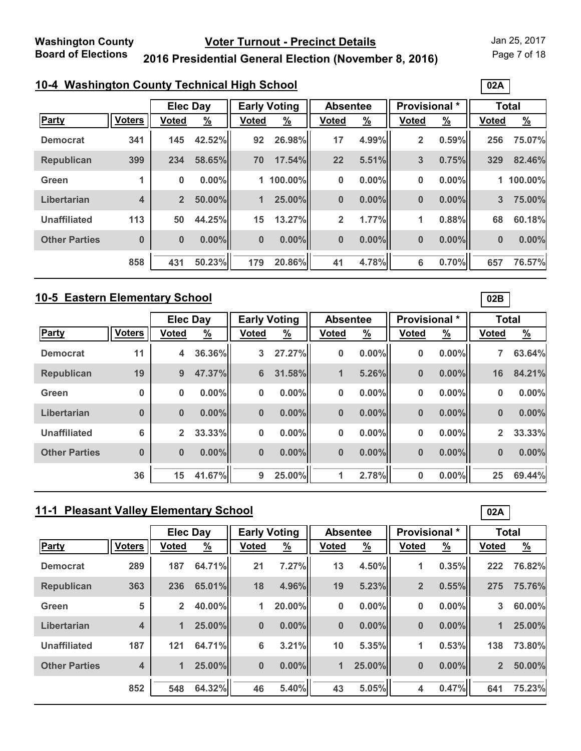## 10-4 Washington County Technical High School

**02A**

| Party | Voters | Elec Day | | Early Voting | | Absentee | | Provisional * | | Total | |
|---|---|---|---|---|---|---|---|---|---|---|---|
| | | Voted | % | Voted | % | Voted | % | Voted | % | Voted | % |
| Democrat | 341 | 145 | 42.52% | 92 | 26.98% | 17 | 4.99% | 2 | 0.59% | 256 | 75.07% |
| Republican | 399 | 234 | 58.65% | 70 | 17.54% | 22 | 5.51% | 3 | 0.75% | 329 | 82.46% |
| Green | 1 | 0 | 0.00% | 1 | 100.00% | 0 | 0.00% | 0 | 0.00% | 1 | 100.00% |
| Libertarian | 4 | 2 | 50.00% | 1 | 25.00% | 0 | 0.00% | 0 | 0.00% | 3 | 75.00% |
| Unaffiliated | 113 | 50 | 44.25% | 15 | 13.27% | 2 | 1.77% | 1 | 0.88% | 68 | 60.18% |
| Other Parties | 0 | 0 | 0.00% | 0 | 0.00% | 0 | 0.00% | 0 | 0.00% | 0 | 0.00% |
| | 858 | 431 | 50.23% | 179 | 20.86% | 41 | 4.78% | 6 | 0.70% | 657 | 76.57% |

## 10-5 Eastern Elementary School

**02B**

| Party | Voters | Elec Day | | Early Voting | | Absentee | | Provisional * | | Total | |
|---|---|---|---|---|---|---|---|---|---|---|---|
| | | Voted | % | Voted | % | Voted | % | Voted | % | Voted | % |
| Democrat | 11 | 4 | 36.36% | 3 | 27.27% | 0 | 0.00% | 0 | 0.00% | 7 | 63.64% |
| Republican | 19 | 9 | 47.37% | 6 | 31.58% | 1 | 5.26% | 0 | 0.00% | 16 | 84.21% |
| Green | 0 | 0 | 0.00% | 0 | 0.00% | 0 | 0.00% | 0 | 0.00% | 0 | 0.00% |
| Libertarian | 0 | 0 | 0.00% | 0 | 0.00% | 0 | 0.00% | 0 | 0.00% | 0 | 0.00% |
| Unaffiliated | 6 | 2 | 33.33% | 0 | 0.00% | 0 | 0.00% | 0 | 0.00% | 2 | 33.33% |
| Other Parties | 0 | 0 | 0.00% | 0 | 0.00% | 0 | 0.00% | 0 | 0.00% | 0 | 0.00% |
| | 36 | 15 | 41.67% | 9 | 25.00% | 1 | 2.78% | 0 | 0.00% | 25 | 69.44% |

## 11-1 Pleasant Valley Elementary School

**02A**

| Party | Voters | Elec Day | | Early Voting | | Absentee | | Provisional * | | Total | |
|---|---|---|---|---|---|---|---|---|---|---|---|
| | | Voted | % | Voted | % | Voted | % | Voted | % | Voted | % |
| Democrat | 289 | 187 | 64.71% | 21 | 7.27% | 13 | 4.50% | 1 | 0.35% | 222 | 76.82% |
| Republican | 363 | 236 | 65.01% | 18 | 4.96% | 19 | 5.23% | 2 | 0.55% | 275 | 75.76% |
| Green | 5 | 2 | 40.00% | 1 | 20.00% | 0 | 0.00% | 0 | 0.00% | 3 | 60.00% |
| Libertarian | 4 | 1 | 25.00% | 0 | 0.00% | 0 | 0.00% | 0 | 0.00% | 1 | 25.00% |
| Unaffiliated | 187 | 121 | 64.71% | 6 | 3.21% | 10 | 5.35% | 1 | 0.53% | 138 | 73.80% |
| Other Parties | 4 | 1 | 25.00% | 0 | 0.00% | 1 | 25.00% | 0 | 0.00% | 2 | 50.00% |
| | 852 | 548 | 64.32% | 46 | 5.40% | 43 | 5.05% | 4 | 0.47% | 641 | 75.23% |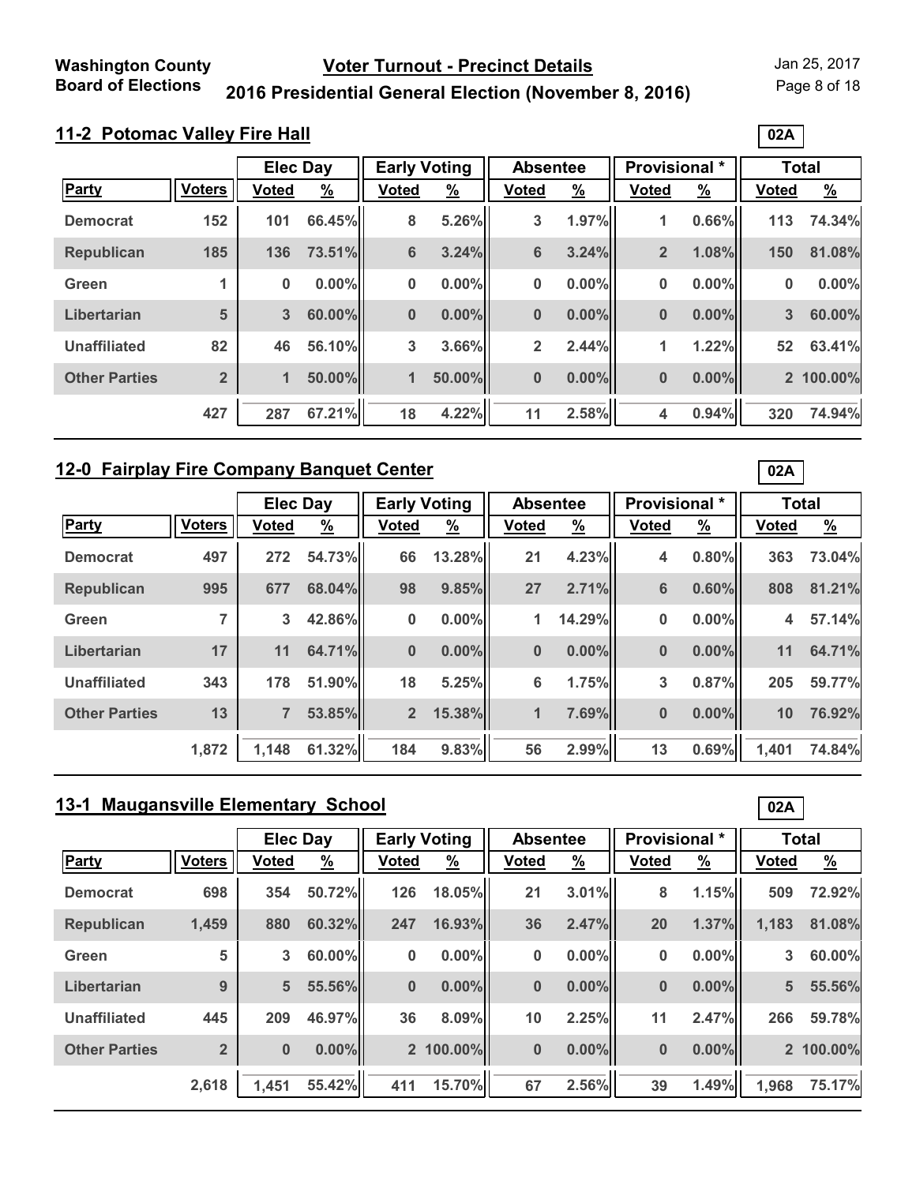## 11-2 Potomac Valley Fire Hall

02A

| | | Elec Day | | Early Voting | | Absentee | | Provisional * | | Total | |
|---|---|---|---|---|---|---|---|---|---|---|---|
| Party | Voters | Voted | % | Voted | % | Voted | % | Voted | % | Voted | % |
| Democrat | 152 | 101 | 66.45% | 8 | 5.26% | 3 | 1.97% | 1 | 0.66% | 113 | 74.34% |
| Republican | 185 | 136 | 73.51% | 6 | 3.24% | 6 | 3.24% | 2 | 1.08% | 150 | 81.08% |
| Green | 1 | 0 | 0.00% | 0 | 0.00% | 0 | 0.00% | 0 | 0.00% | 0 | 0.00% |
| Libertarian | 5 | 3 | 60.00% | 0 | 0.00% | 0 | 0.00% | 0 | 0.00% | 3 | 60.00% |
| Unaffiliated | 82 | 46 | 56.10% | 3 | 3.66% | 2 | 2.44% | 1 | 1.22% | 52 | 63.41% |
| Other Parties | 2 | 1 | 50.00% | 1 | 50.00% | 0 | 0.00% | 0 | 0.00% | 2 | 100.00% |
| | 427 | 287 | 67.21% | 18 | 4.22% | 11 | 2.58% | 4 | 0.94% | 320 | 74.94% |

## 12-0 Fairplay Fire Company Banquet Center

02A

| | | Elec Day | | Early Voting | | Absentee | | Provisional * | | Total | |
|---|---|---|---|---|---|---|---|---|---|---|---|
| Party | Voters | Voted | % | Voted | % | Voted | % | Voted | % | Voted | % |
| Democrat | 497 | 272 | 54.73% | 66 | 13.28% | 21 | 4.23% | 4 | 0.80% | 363 | 73.04% |
| Republican | 995 | 677 | 68.04% | 98 | 9.85% | 27 | 2.71% | 6 | 0.60% | 808 | 81.21% |
| Green | 7 | 3 | 42.86% | 0 | 0.00% | 1 | 14.29% | 0 | 0.00% | 4 | 57.14% |
| Libertarian | 17 | 11 | 64.71% | 0 | 0.00% | 0 | 0.00% | 0 | 0.00% | 11 | 64.71% |
| Unaffiliated | 343 | 178 | 51.90% | 18 | 5.25% | 6 | 1.75% | 3 | 0.87% | 205 | 59.77% |
| Other Parties | 13 | 7 | 53.85% | 2 | 15.38% | 1 | 7.69% | 0 | 0.00% | 10 | 76.92% |
| | 1,872 | 1,148 | 61.32% | 184 | 9.83% | 56 | 2.99% | 13 | 0.69% | 1,401 | 74.84% |

## 13-1 Maugansville Elementary School

02A

| | | Elec Day | | Early Voting | | Absentee | | Provisional * | | Total | |
|---|---|---|---|---|---|---|---|---|---|---|---|
| Party | Voters | Voted | % | Voted | % | Voted | % | Voted | % | Voted | % |
| Democrat | 698 | 354 | 50.72% | 126 | 18.05% | 21 | 3.01% | 8 | 1.15% | 509 | 72.92% |
| Republican | 1,459 | 880 | 60.32% | 247 | 16.93% | 36 | 2.47% | 20 | 1.37% | 1,183 | 81.08% |
| Green | 5 | 3 | 60.00% | 0 | 0.00% | 0 | 0.00% | 0 | 0.00% | 3 | 60.00% |
| Libertarian | 9 | 5 | 55.56% | 0 | 0.00% | 0 | 0.00% | 0 | 0.00% | 5 | 55.56% |
| Unaffiliated | 445 | 209 | 46.97% | 36 | 8.09% | 10 | 2.25% | 11 | 2.47% | 266 | 59.78% |
| Other Parties | 2 | 0 | 0.00% | 2 | 100.00% | 0 | 0.00% | 0 | 0.00% | 2 | 100.00% |
| | 2,618 | 1,451 | 55.42% | 411 | 15.70% | 67 | 2.56% | 39 | 1.49% | 1,968 | 75.17% |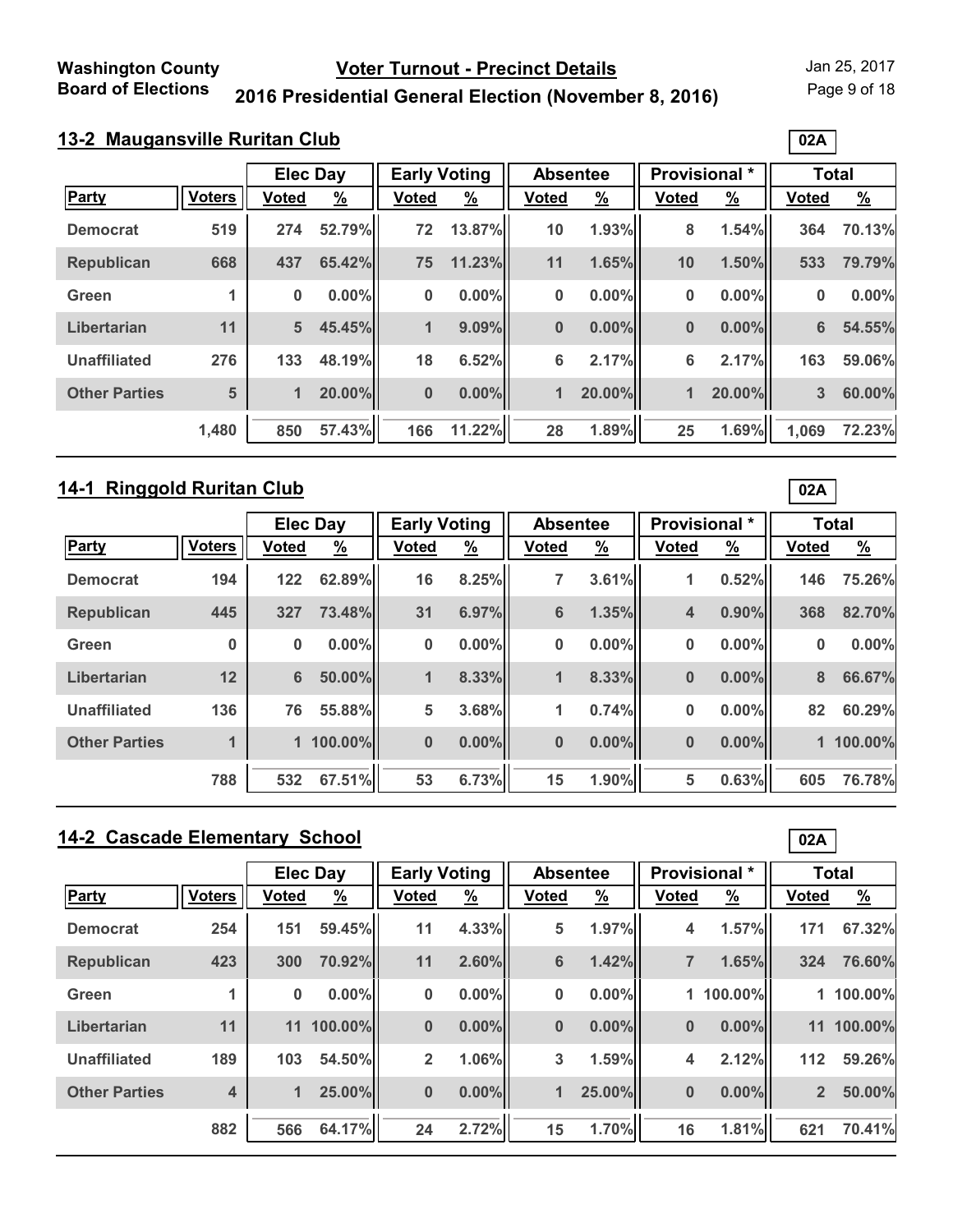**Washington County Board of Elections**

## Voter Turnout - Precinct Details

## 2016 Presidential General Election (November 8, 2016)

Jan 25, 2017

### 13-2 Maugansville Ruritan Club

02A

| | | Elec Day | | Early Voting | | Absentee | | Provisional * | | Total | |
|---|---|---|---|---|---|---|---|---|---|---|---|
| Party | Voters | Voted | % | Voted | % | Voted | % | Voted | % | Voted | % |
| Democrat | 519 | 274 | 52.79% | 72 | 13.87% | 10 | 1.93% | 8 | 1.54% | 364 | 70.13% |
| Republican | 668 | 437 | 65.42% | 75 | 11.23% | 11 | 1.65% | 10 | 1.50% | 533 | 79.79% |
| Green | 1 | 0 | 0.00% | 0 | 0.00% | 0 | 0.00% | 0 | 0.00% | 0 | 0.00% |
| Libertarian | 11 | 5 | 45.45% | 1 | 9.09% | 0 | 0.00% | 0 | 0.00% | 6 | 54.55% |
| Unaffiliated | 276 | 133 | 48.19% | 18 | 6.52% | 6 | 2.17% | 6 | 2.17% | 163 | 59.06% |
| Other Parties | 5 | 1 | 20.00% | 0 | 0.00% | 1 | 20.00% | 1 | 20.00% | 3 | 60.00% |
| | 1,480 | 850 | 57.43% | 166 | 11.22% | 28 | 1.89% | 25 | 1.69% | 1,069 | 72.23% |

### 14-1 Ringgold Ruritan Club

02A

| | | Elec Day | | Early Voting | | Absentee | | Provisional * | | Total | |
|---|---|---|---|---|---|---|---|---|---|---|---|
| Party | Voters | Voted | % | Voted | % | Voted | % | Voted | % | Voted | % |
| Democrat | 194 | 122 | 62.89% | 16 | 8.25% | 7 | 3.61% | 1 | 0.52% | 146 | 75.26% |
| Republican | 445 | 327 | 73.48% | 31 | 6.97% | 6 | 1.35% | 4 | 0.90% | 368 | 82.70% |
| Green | 0 | 0 | 0.00% | 0 | 0.00% | 0 | 0.00% | 0 | 0.00% | 0 | 0.00% |
| Libertarian | 12 | 6 | 50.00% | 1 | 8.33% | 1 | 8.33% | 0 | 0.00% | 8 | 66.67% |
| Unaffiliated | 136 | 76 | 55.88% | 5 | 3.68% | 1 | 0.74% | 0 | 0.00% | 82 | 60.29% |
| Other Parties | 1 | 1 | 100.00% | 0 | 0.00% | 0 | 0.00% | 0 | 0.00% | 1 | 100.00% |
| | 788 | 532 | 67.51% | 53 | 6.73% | 15 | 1.90% | 5 | 0.63% | 605 | 76.78% |

### 14-2 Cascade Elementary School

02A

| | | Elec Day | | Early Voting | | Absentee | | Provisional * | | Total | |
|---|---|---|---|---|---|---|---|---|---|---|---|
| Party | Voters | Voted | % | Voted | % | Voted | % | Voted | % | Voted | % |
| Democrat | 254 | 151 | 59.45% | 11 | 4.33% | 5 | 1.97% | 4 | 1.57% | 171 | 67.32% |
| Republican | 423 | 300 | 70.92% | 11 | 2.60% | 6 | 1.42% | 7 | 1.65% | 324 | 76.60% |
| Green | 1 | 0 | 0.00% | 0 | 0.00% | 0 | 0.00% | 1 | 100.00% | 1 | 100.00% |
| Libertarian | 11 | 11 | 100.00% | 0 | 0.00% | 0 | 0.00% | 0 | 0.00% | 11 | 100.00% |
| Unaffiliated | 189 | 103 | 54.50% | 2 | 1.06% | 3 | 1.59% | 4 | 2.12% | 112 | 59.26% |
| Other Parties | 4 | 1 | 25.00% | 0 | 0.00% | 1 | 25.00% | 0 | 0.00% | 2 | 50.00% |
| | 882 | 566 | 64.17% | 24 | 2.72% | 15 | 1.70% | 16 | 1.81% | 621 | 70.41% |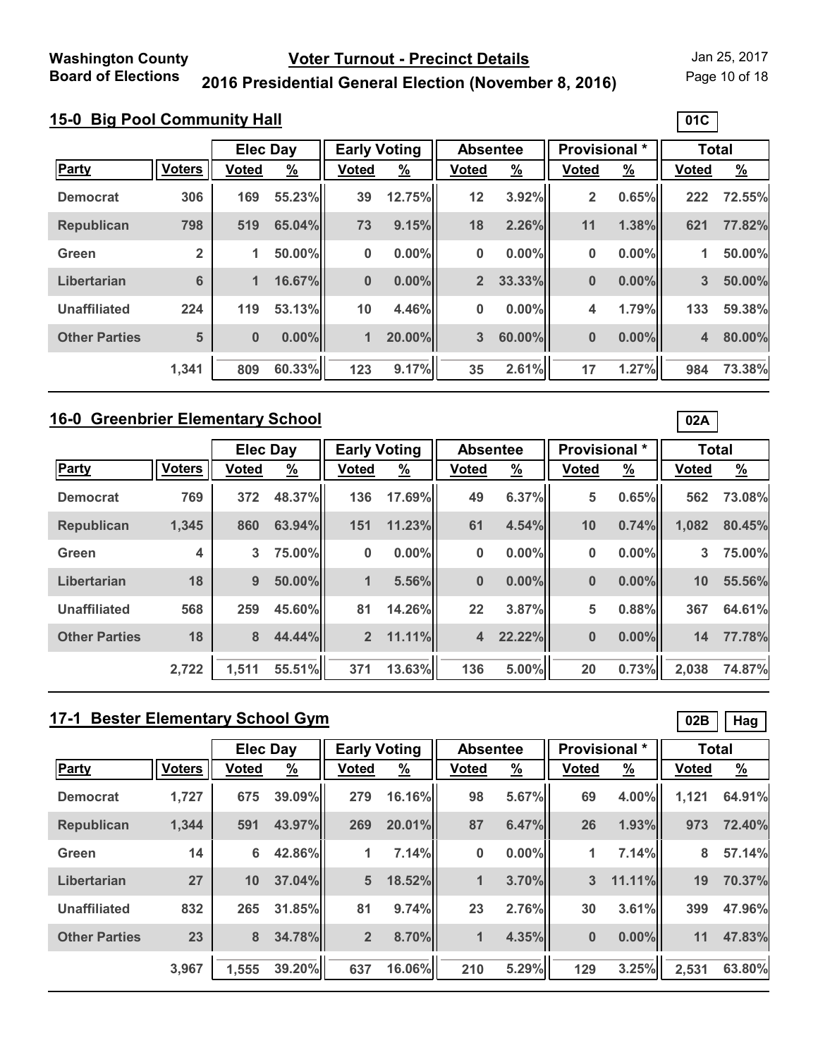## 15-0 Big Pool Community Hall

01C

| Party | Voters | Elec Day Voted | Elec Day % | Early Voting Voted | Early Voting % | Absentee Voted | Absentee % | Provisional * Voted | Provisional * % | Total Voted | Total % |
|---|---|---|---|---|---|---|---|---|---|---|---|
| Democrat | 306 | 169 | 55.23% | 39 | 12.75% | 12 | 3.92% | 2 | 0.65% | 222 | 72.55% |
| Republican | 798 | 519 | 65.04% | 73 | 9.15% | 18 | 2.26% | 11 | 1.38% | 621 | 77.82% |
| Green | 2 | 1 | 50.00% | 0 | 0.00% | 0 | 0.00% | 0 | 0.00% | 1 | 50.00% |
| Libertarian | 6 | 1 | 16.67% | 0 | 0.00% | 2 | 33.33% | 0 | 0.00% | 3 | 50.00% |
| Unaffiliated | 224 | 119 | 53.13% | 10 | 4.46% | 0 | 0.00% | 4 | 1.79% | 133 | 59.38% |
| Other Parties | 5 | 0 | 0.00% | 1 | 20.00% | 3 | 60.00% | 0 | 0.00% | 4 | 80.00% |
| | 1,341 | 809 | 60.33% | 123 | 9.17% | 35 | 2.61% | 17 | 1.27% | 984 | 73.38% |

## 16-0 Greenbrier Elementary School

02A

| Party | Voters | Elec Day Voted | Elec Day % | Early Voting Voted | Early Voting % | Absentee Voted | Absentee % | Provisional * Voted | Provisional * % | Total Voted | Total % |
|---|---|---|---|---|---|---|---|---|---|---|---|
| Democrat | 769 | 372 | 48.37% | 136 | 17.69% | 49 | 6.37% | 5 | 0.65% | 562 | 73.08% |
| Republican | 1,345 | 860 | 63.94% | 151 | 11.23% | 61 | 4.54% | 10 | 0.74% | 1,082 | 80.45% |
| Green | 4 | 3 | 75.00% | 0 | 0.00% | 0 | 0.00% | 0 | 0.00% | 3 | 75.00% |
| Libertarian | 18 | 9 | 50.00% | 1 | 5.56% | 0 | 0.00% | 0 | 0.00% | 10 | 55.56% |
| Unaffiliated | 568 | 259 | 45.60% | 81 | 14.26% | 22 | 3.87% | 5 | 0.88% | 367 | 64.61% |
| Other Parties | 18 | 8 | 44.44% | 2 | 11.11% | 4 | 22.22% | 0 | 0.00% | 14 | 77.78% |
| | 2,722 | 1,511 | 55.51% | 371 | 13.63% | 136 | 5.00% | 20 | 0.73% | 2,038 | 74.87% |

## 17-1 Bester Elementary School Gym

02B Hag

| Party | Voters | Elec Day Voted | Elec Day % | Early Voting Voted | Early Voting % | Absentee Voted | Absentee % | Provisional * Voted | Provisional * % | Total Voted | Total % |
|---|---|---|---|---|---|---|---|---|---|---|---|
| Democrat | 1,727 | 675 | 39.09% | 279 | 16.16% | 98 | 5.67% | 69 | 4.00% | 1,121 | 64.91% |
| Republican | 1,344 | 591 | 43.97% | 269 | 20.01% | 87 | 6.47% | 26 | 1.93% | 973 | 72.40% |
| Green | 14 | 6 | 42.86% | 1 | 7.14% | 0 | 0.00% | 1 | 7.14% | 8 | 57.14% |
| Libertarian | 27 | 10 | 37.04% | 5 | 18.52% | 1 | 3.70% | 3 | 11.11% | 19 | 70.37% |
| Unaffiliated | 832 | 265 | 31.85% | 81 | 9.74% | 23 | 2.76% | 30 | 3.61% | 399 | 47.96% |
| Other Parties | 23 | 8 | 34.78% | 2 | 8.70% | 1 | 4.35% | 0 | 0.00% | 11 | 47.83% |
| | 3,967 | 1,555 | 39.20% | 637 | 16.06% | 210 | 5.29% | 129 | 3.25% | 2,531 | 63.80% |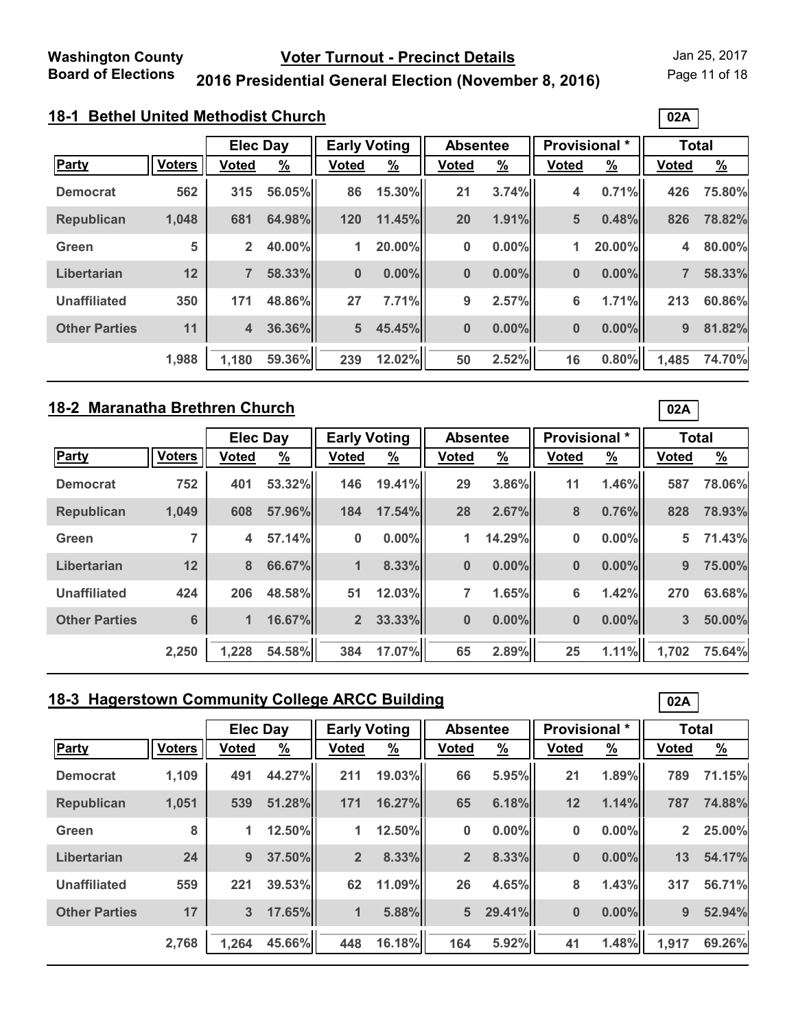**Washington County Board of Elections**

# Voter Turnout - Precinct Details

## 2016 Presidential General Election (November 8, 2016)

Jan 25, 2017

### 18-1 Bethel United Methodist Church

02A

| | | Elec Day | | Early Voting | | Absentee | | Provisional * | | Total | |
|---|---|---|---|---|---|---|---|---|---|---|---|
| **Party** | **Voters** | **Voted** | **%** | **Voted** | **%** | **Voted** | **%** | **Voted** | **%** | **Voted** | **%** |
| Democrat | 562 | 315 | 56.05% | 86 | 15.30% | 21 | 3.74% | 4 | 0.71% | 426 | 75.80% |
| Republican | 1,048 | 681 | 64.98% | 120 | 11.45% | 20 | 1.91% | 5 | 0.48% | 826 | 78.82% |
| Green | 5 | 2 | 40.00% | 1 | 20.00% | 0 | 0.00% | 1 | 20.00% | 4 | 80.00% |
| Libertarian | 12 | 7 | 58.33% | 0 | 0.00% | 0 | 0.00% | 0 | 0.00% | 7 | 58.33% |
| Unaffiliated | 350 | 171 | 48.86% | 27 | 7.71% | 9 | 2.57% | 6 | 1.71% | 213 | 60.86% |
| Other Parties | 11 | 4 | 36.36% | 5 | 45.45% | 0 | 0.00% | 0 | 0.00% | 9 | 81.82% |
| | 1,988 | 1,180 | 59.36% | 239 | 12.02% | 50 | 2.52% | 16 | 0.80% | 1,485 | 74.70% |

### 18-2 Maranatha Brethren Church

02A

| | | Elec Day | | Early Voting | | Absentee | | Provisional * | | Total | |
|---|---|---|---|---|---|---|---|---|---|---|---|
| **Party** | **Voters** | **Voted** | **%** | **Voted** | **%** | **Voted** | **%** | **Voted** | **%** | **Voted** | **%** |
| Democrat | 752 | 401 | 53.32% | 146 | 19.41% | 29 | 3.86% | 11 | 1.46% | 587 | 78.06% |
| Republican | 1,049 | 608 | 57.96% | 184 | 17.54% | 28 | 2.67% | 8 | 0.76% | 828 | 78.93% |
| Green | 7 | 4 | 57.14% | 0 | 0.00% | 1 | 14.29% | 0 | 0.00% | 5 | 71.43% |
| Libertarian | 12 | 8 | 66.67% | 1 | 8.33% | 0 | 0.00% | 0 | 0.00% | 9 | 75.00% |
| Unaffiliated | 424 | 206 | 48.58% | 51 | 12.03% | 7 | 1.65% | 6 | 1.42% | 270 | 63.68% |
| Other Parties | 6 | 1 | 16.67% | 2 | 33.33% | 0 | 0.00% | 0 | 0.00% | 3 | 50.00% |
| | 2,250 | 1,228 | 54.58% | 384 | 17.07% | 65 | 2.89% | 25 | 1.11% | 1,702 | 75.64% |

### 18-3 Hagerstown Community College ARCC Building

02A

| | | Elec Day | | Early Voting | | Absentee | | Provisional * | | Total | |
|---|---|---|---|---|---|---|---|---|---|---|---|
| **Party** | **Voters** | **Voted** | **%** | **Voted** | **%** | **Voted** | **%** | **Voted** | **%** | **Voted** | **%** |
| Democrat | 1,109 | 491 | 44.27% | 211 | 19.03% | 66 | 5.95% | 21 | 1.89% | 789 | 71.15% |
| Republican | 1,051 | 539 | 51.28% | 171 | 16.27% | 65 | 6.18% | 12 | 1.14% | 787 | 74.88% |
| Green | 8 | 1 | 12.50% | 1 | 12.50% | 0 | 0.00% | 0 | 0.00% | 2 | 25.00% |
| Libertarian | 24 | 9 | 37.50% | 2 | 8.33% | 2 | 8.33% | 0 | 0.00% | 13 | 54.17% |
| Unaffiliated | 559 | 221 | 39.53% | 62 | 11.09% | 26 | 4.65% | 8 | 1.43% | 317 | 56.71% |
| Other Parties | 17 | 3 | 17.65% | 1 | 5.88% | 5 | 29.41% | 0 | 0.00% | 9 | 52.94% |
| | 2,768 | 1,264 | 45.66% | 448 | 16.18% | 164 | 5.92% | 41 | 1.48% | 1,917 | 69.26% |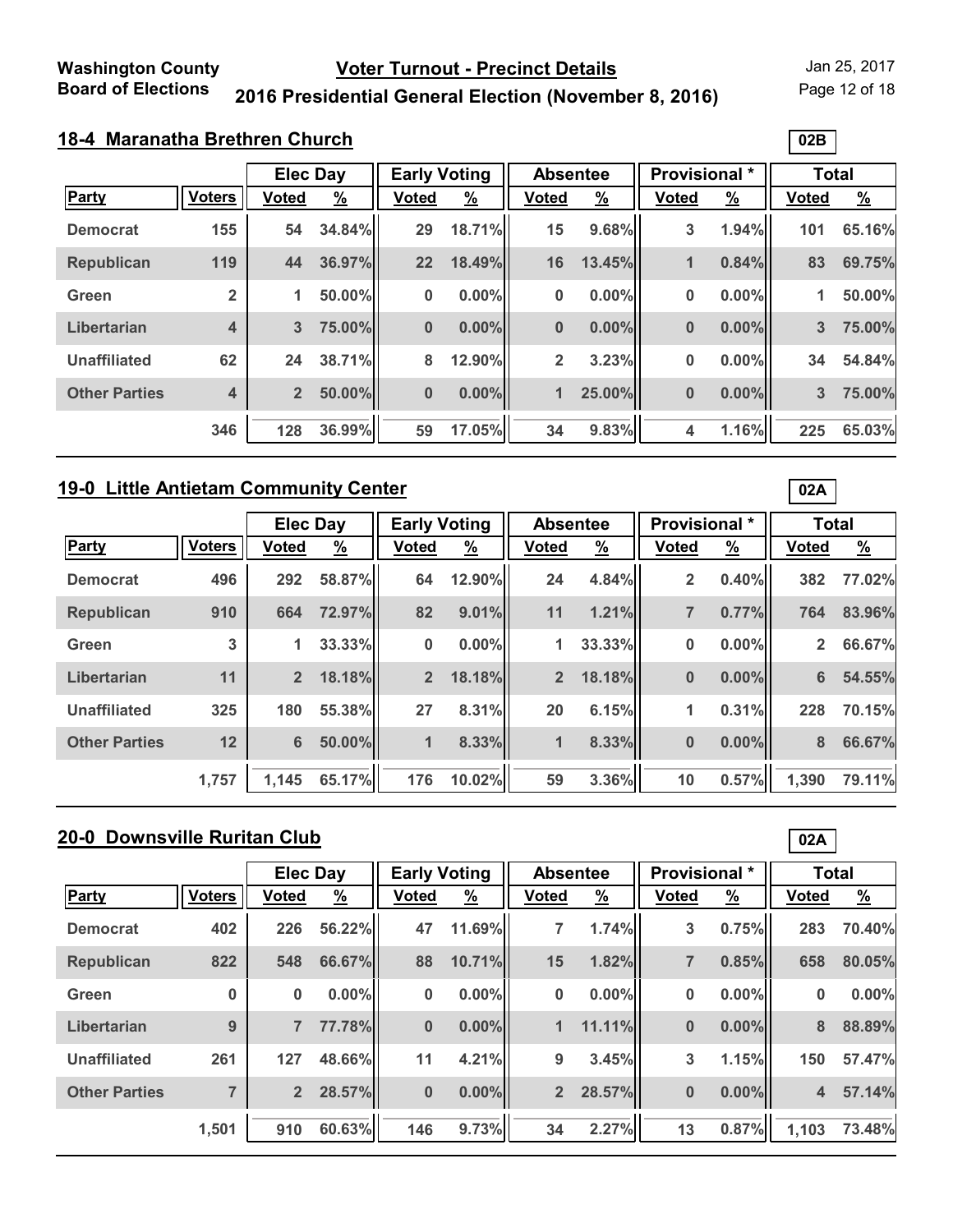Washington County Board of Elections

## Voter Turnout - Precinct Details

## 2016 Presidential General Election (November 8, 2016)

Jan 25, 2017

### 18-4 Maranatha Brethren Church

02B

| | | Elec Day | | Early Voting | | Absentee | | Provisional * | | Total | |
|---|---|---|---|---|---|---|---|---|---|---|---|
| Party | Voters | Voted | % | Voted | % | Voted | % | Voted | % | Voted | % |
| Democrat | 155 | 54 | 34.84% | 29 | 18.71% | 15 | 9.68% | 3 | 1.94% | 101 | 65.16% |
| Republican | 119 | 44 | 36.97% | 22 | 18.49% | 16 | 13.45% | 1 | 0.84% | 83 | 69.75% |
| Green | 2 | 1 | 50.00% | 0 | 0.00% | 0 | 0.00% | 0 | 0.00% | 1 | 50.00% |
| Libertarian | 4 | 3 | 75.00% | 0 | 0.00% | 0 | 0.00% | 0 | 0.00% | 3 | 75.00% |
| Unaffiliated | 62 | 24 | 38.71% | 8 | 12.90% | 2 | 3.23% | 0 | 0.00% | 34 | 54.84% |
| Other Parties | 4 | 2 | 50.00% | 0 | 0.00% | 1 | 25.00% | 0 | 0.00% | 3 | 75.00% |
| | 346 | 128 | 36.99% | 59 | 17.05% | 34 | 9.83% | 4 | 1.16% | 225 | 65.03% |

### 19-0 Little Antietam Community Center

02A

| | | Elec Day | | Early Voting | | Absentee | | Provisional * | | Total | |
|---|---|---|---|---|---|---|---|---|---|---|---|
| Party | Voters | Voted | % | Voted | % | Voted | % | Voted | % | Voted | % |
| Democrat | 496 | 292 | 58.87% | 64 | 12.90% | 24 | 4.84% | 2 | 0.40% | 382 | 77.02% |
| Republican | 910 | 664 | 72.97% | 82 | 9.01% | 11 | 1.21% | 7 | 0.77% | 764 | 83.96% |
| Green | 3 | 1 | 33.33% | 0 | 0.00% | 1 | 33.33% | 0 | 0.00% | 2 | 66.67% |
| Libertarian | 11 | 2 | 18.18% | 2 | 18.18% | 2 | 18.18% | 0 | 0.00% | 6 | 54.55% |
| Unaffiliated | 325 | 180 | 55.38% | 27 | 8.31% | 20 | 6.15% | 1 | 0.31% | 228 | 70.15% |
| Other Parties | 12 | 6 | 50.00% | 1 | 8.33% | 1 | 8.33% | 0 | 0.00% | 8 | 66.67% |
| | 1,757 | 1,145 | 65.17% | 176 | 10.02% | 59 | 3.36% | 10 | 0.57% | 1,390 | 79.11% |

### 20-0 Downsville Ruritan Club

02A

| | | Elec Day | | Early Voting | | Absentee | | Provisional * | | Total | |
|---|---|---|---|---|---|---|---|---|---|---|---|
| Party | Voters | Voted | % | Voted | % | Voted | % | Voted | % | Voted | % |
| Democrat | 402 | 226 | 56.22% | 47 | 11.69% | 7 | 1.74% | 3 | 0.75% | 283 | 70.40% |
| Republican | 822 | 548 | 66.67% | 88 | 10.71% | 15 | 1.82% | 7 | 0.85% | 658 | 80.05% |
| Green | 0 | 0 | 0.00% | 0 | 0.00% | 0 | 0.00% | 0 | 0.00% | 0 | 0.00% |
| Libertarian | 9 | 7 | 77.78% | 0 | 0.00% | 1 | 11.11% | 0 | 0.00% | 8 | 88.89% |
| Unaffiliated | 261 | 127 | 48.66% | 11 | 4.21% | 9 | 3.45% | 3 | 1.15% | 150 | 57.47% |
| Other Parties | 7 | 2 | 28.57% | 0 | 0.00% | 2 | 28.57% | 0 | 0.00% | 4 | 57.14% |
| | 1,501 | 910 | 60.63% | 146 | 9.73% | 34 | 2.27% | 13 | 0.87% | 1,103 | 73.48% |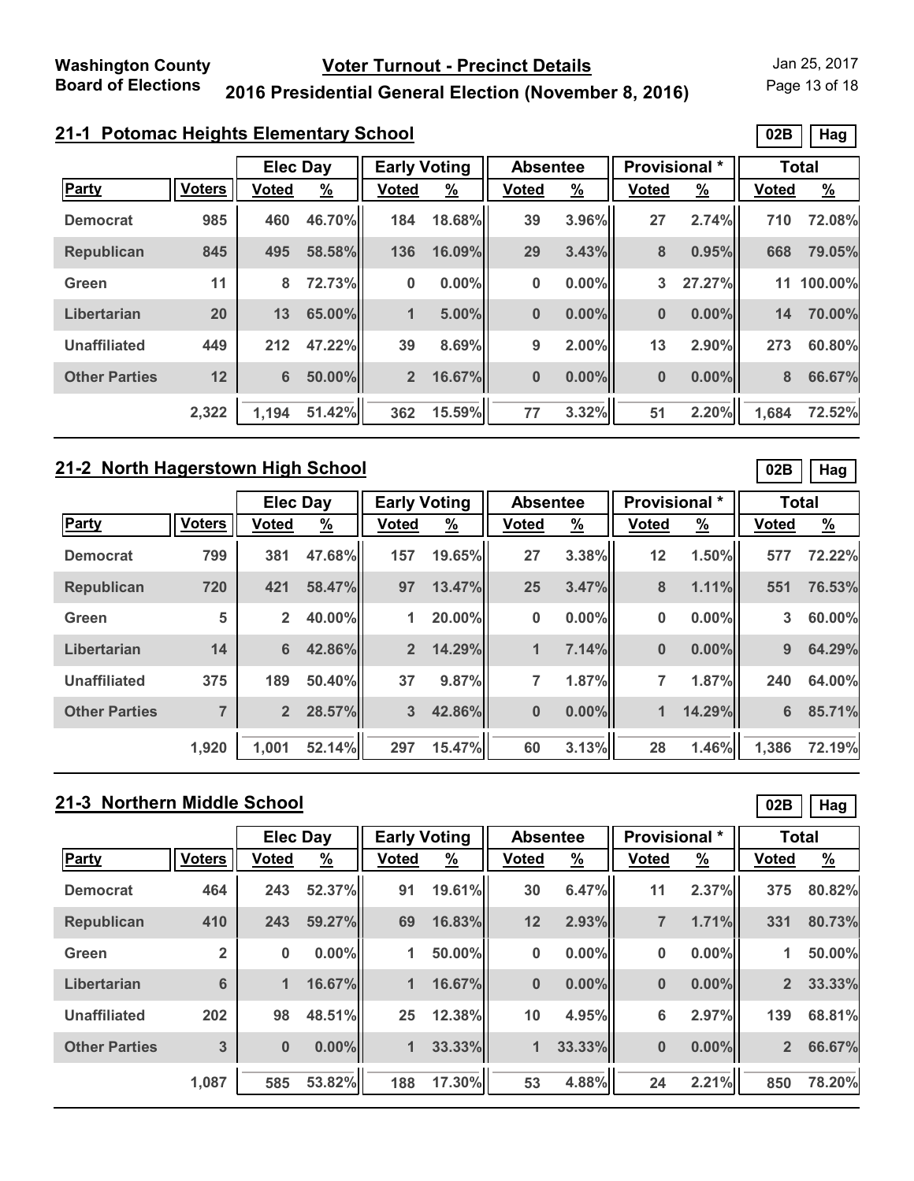Washington County Board of Elections

# Voter Turnout - Precinct Details

## 2016 Presidential General Election (November 8, 2016)

Jan 25, 2017

### 21-1 Potomac Heights Elementary School

02B Hag

| | | Elec Day | | Early Voting | | Absentee | | Provisional * | | Total | |
|---|---|---|---|---|---|---|---|---|---|---|---|
| Party | Voters | Voted | % | Voted | % | Voted | % | Voted | % | Voted | % |
| Democrat | 985 | 460 | 46.70% | 184 | 18.68% | 39 | 3.96% | 27 | 2.74% | 710 | 72.08% |
| Republican | 845 | 495 | 58.58% | 136 | 16.09% | 29 | 3.43% | 8 | 0.95% | 668 | 79.05% |
| Green | 11 | 8 | 72.73% | 0 | 0.00% | 0 | 0.00% | 3 | 27.27% | 11 | 100.00% |
| Libertarian | 20 | 13 | 65.00% | 1 | 5.00% | 0 | 0.00% | 0 | 0.00% | 14 | 70.00% |
| Unaffiliated | 449 | 212 | 47.22% | 39 | 8.69% | 9 | 2.00% | 13 | 2.90% | 273 | 60.80% |
| Other Parties | 12 | 6 | 50.00% | 2 | 16.67% | 0 | 0.00% | 0 | 0.00% | 8 | 66.67% |
| | 2,322 | 1,194 | 51.42% | 362 | 15.59% | 77 | 3.32% | 51 | 2.20% | 1,684 | 72.52% |

### 21-2 North Hagerstown High School

02B Hag

| | | Elec Day | | Early Voting | | Absentee | | Provisional * | | Total | |
|---|---|---|---|---|---|---|---|---|---|---|---|
| Party | Voters | Voted | % | Voted | % | Voted | % | Voted | % | Voted | % |
| Democrat | 799 | 381 | 47.68% | 157 | 19.65% | 27 | 3.38% | 12 | 1.50% | 577 | 72.22% |
| Republican | 720 | 421 | 58.47% | 97 | 13.47% | 25 | 3.47% | 8 | 1.11% | 551 | 76.53% |
| Green | 5 | 2 | 40.00% | 1 | 20.00% | 0 | 0.00% | 0 | 0.00% | 3 | 60.00% |
| Libertarian | 14 | 6 | 42.86% | 2 | 14.29% | 1 | 7.14% | 0 | 0.00% | 9 | 64.29% |
| Unaffiliated | 375 | 189 | 50.40% | 37 | 9.87% | 7 | 1.87% | 7 | 1.87% | 240 | 64.00% |
| Other Parties | 7 | 2 | 28.57% | 3 | 42.86% | 0 | 0.00% | 1 | 14.29% | 6 | 85.71% |
| | 1,920 | 1,001 | 52.14% | 297 | 15.47% | 60 | 3.13% | 28 | 1.46% | 1,386 | 72.19% |

### 21-3 Northern Middle School

02B Hag

| | | Elec Day | | Early Voting | | Absentee | | Provisional * | | Total | |
|---|---|---|---|---|---|---|---|---|---|---|---|
| Party | Voters | Voted | % | Voted | % | Voted | % | Voted | % | Voted | % |
| Democrat | 464 | 243 | 52.37% | 91 | 19.61% | 30 | 6.47% | 11 | 2.37% | 375 | 80.82% |
| Republican | 410 | 243 | 59.27% | 69 | 16.83% | 12 | 2.93% | 7 | 1.71% | 331 | 80.73% |
| Green | 2 | 0 | 0.00% | 1 | 50.00% | 0 | 0.00% | 0 | 0.00% | 1 | 50.00% |
| Libertarian | 6 | 1 | 16.67% | 1 | 16.67% | 0 | 0.00% | 0 | 0.00% | 2 | 33.33% |
| Unaffiliated | 202 | 98 | 48.51% | 25 | 12.38% | 10 | 4.95% | 6 | 2.97% | 139 | 68.81% |
| Other Parties | 3 | 0 | 0.00% | 1 | 33.33% | 1 | 33.33% | 0 | 0.00% | 2 | 66.67% |
| | 1,087 | 585 | 53.82% | 188 | 17.30% | 53 | 4.88% | 24 | 2.21% | 850 | 78.20% |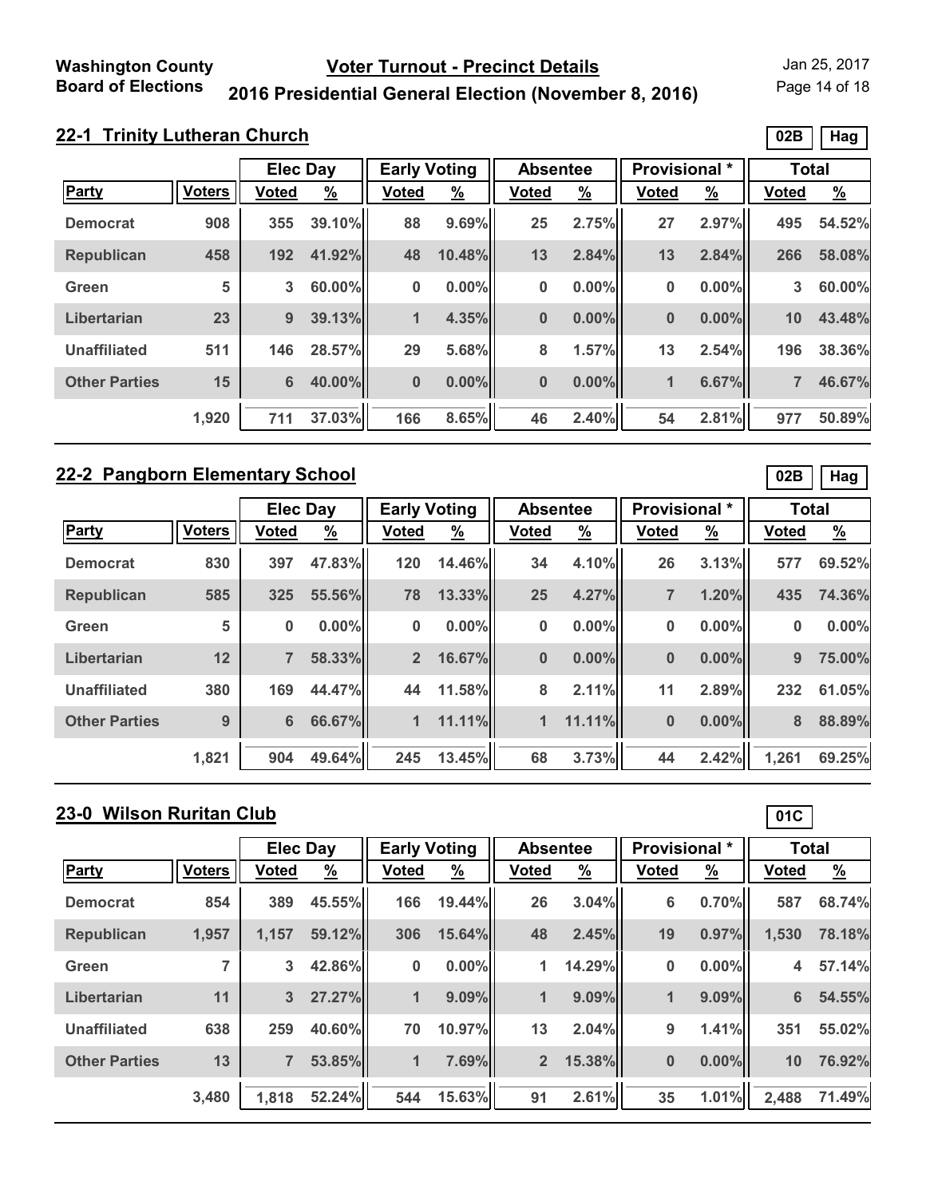## 22-1 Trinity Lutheran Church

02B | Hag

| Party | Voters | Elec Day Voted | Elec Day % | Early Voting Voted | Early Voting % | Absentee Voted | Absentee % | Provisional * Voted | Provisional * % | Total Voted | Total % |
|---|---|---|---|---|---|---|---|---|---|---|---|
| Democrat | 908 | 355 | 39.10% | 88 | 9.69% | 25 | 2.75% | 27 | 2.97% | 495 | 54.52% |
| Republican | 458 | 192 | 41.92% | 48 | 10.48% | 13 | 2.84% | 13 | 2.84% | 266 | 58.08% |
| Green | 5 | 3 | 60.00% | 0 | 0.00% | 0 | 0.00% | 0 | 0.00% | 3 | 60.00% |
| Libertarian | 23 | 9 | 39.13% | 1 | 4.35% | 0 | 0.00% | 0 | 0.00% | 10 | 43.48% |
| Unaffiliated | 511 | 146 | 28.57% | 29 | 5.68% | 8 | 1.57% | 13 | 2.54% | 196 | 38.36% |
| Other Parties | 15 | 6 | 40.00% | 0 | 0.00% | 0 | 0.00% | 1 | 6.67% | 7 | 46.67% |
| | 1,920 | 711 | 37.03% | 166 | 8.65% | 46 | 2.40% | 54 | 2.81% | 977 | 50.89% |

## 22-2 Pangborn Elementary School

02B | Hag

| Party | Voters | Elec Day Voted | Elec Day % | Early Voting Voted | Early Voting % | Absentee Voted | Absentee % | Provisional * Voted | Provisional * % | Total Voted | Total % |
|---|---|---|---|---|---|---|---|---|---|---|---|
| Democrat | 830 | 397 | 47.83% | 120 | 14.46% | 34 | 4.10% | 26 | 3.13% | 577 | 69.52% |
| Republican | 585 | 325 | 55.56% | 78 | 13.33% | 25 | 4.27% | 7 | 1.20% | 435 | 74.36% |
| Green | 5 | 0 | 0.00% | 0 | 0.00% | 0 | 0.00% | 0 | 0.00% | 0 | 0.00% |
| Libertarian | 12 | 7 | 58.33% | 2 | 16.67% | 0 | 0.00% | 0 | 0.00% | 9 | 75.00% |
| Unaffiliated | 380 | 169 | 44.47% | 44 | 11.58% | 8 | 2.11% | 11 | 2.89% | 232 | 61.05% |
| Other Parties | 9 | 6 | 66.67% | 1 | 11.11% | 1 | 11.11% | 0 | 0.00% | 8 | 88.89% |
| | 1,821 | 904 | 49.64% | 245 | 13.45% | 68 | 3.73% | 44 | 2.42% | 1,261 | 69.25% |

## 23-0 Wilson Ruritan Club

01C

| Party | Voters | Elec Day Voted | Elec Day % | Early Voting Voted | Early Voting % | Absentee Voted | Absentee % | Provisional * Voted | Provisional * % | Total Voted | Total % |
|---|---|---|---|---|---|---|---|---|---|---|---|
| Democrat | 854 | 389 | 45.55% | 166 | 19.44% | 26 | 3.04% | 6 | 0.70% | 587 | 68.74% |
| Republican | 1,957 | 1,157 | 59.12% | 306 | 15.64% | 48 | 2.45% | 19 | 0.97% | 1,530 | 78.18% |
| Green | 7 | 3 | 42.86% | 0 | 0.00% | 1 | 14.29% | 0 | 0.00% | 4 | 57.14% |
| Libertarian | 11 | 3 | 27.27% | 1 | 9.09% | 1 | 9.09% | 1 | 9.09% | 6 | 54.55% |
| Unaffiliated | 638 | 259 | 40.60% | 70 | 10.97% | 13 | 2.04% | 9 | 1.41% | 351 | 55.02% |
| Other Parties | 13 | 7 | 53.85% | 1 | 7.69% | 2 | 15.38% | 0 | 0.00% | 10 | 76.92% |
| | 3,480 | 1,818 | 52.24% | 544 | 15.63% | 91 | 2.61% | 35 | 1.01% | 2,488 | 71.49% |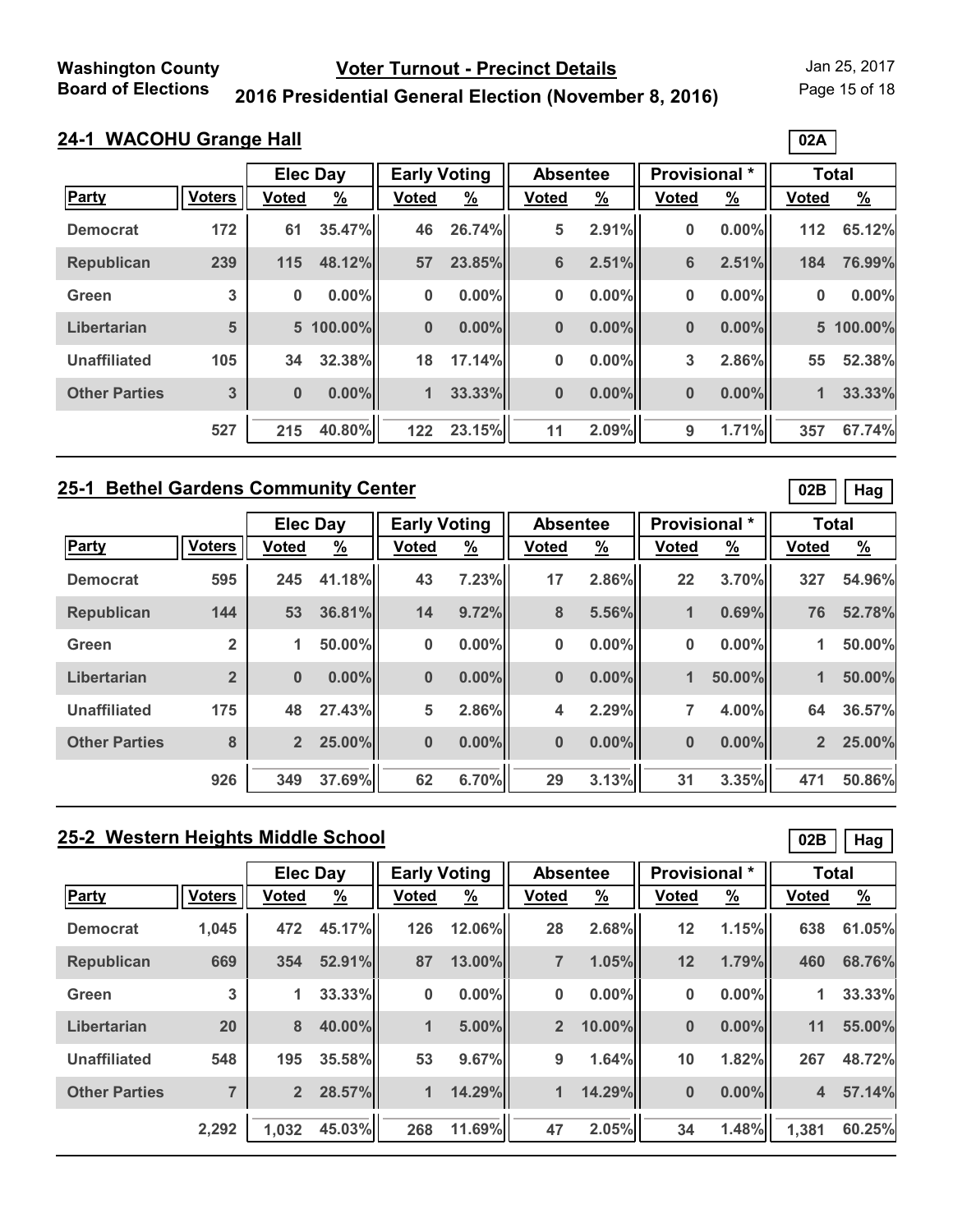Washington County Board of Elections

# Voter Turnout - Precinct Details

## 2016 Presidential General Election (November 8, 2016)

Jan 25, 2017

### 24-1 WACOHU Grange Hall

02A

| Party | Voters | Elec Day | | Early Voting | | Absentee | | Provisional * | | Total | |
|---|---|---|---|---|---|---|---|---|---|---|---|
| | | Voted | % | Voted | % | Voted | % | Voted | % | Voted | % |
| Democrat | 172 | 61 | 35.47% | 46 | 26.74% | 5 | 2.91% | 0 | 0.00% | 112 | 65.12% |
| Republican | 239 | 115 | 48.12% | 57 | 23.85% | 6 | 2.51% | 6 | 2.51% | 184 | 76.99% |
| Green | 3 | 0 | 0.00% | 0 | 0.00% | 0 | 0.00% | 0 | 0.00% | 0 | 0.00% |
| Libertarian | 5 | 5 | 100.00% | 0 | 0.00% | 0 | 0.00% | 0 | 0.00% | 5 | 100.00% |
| Unaffiliated | 105 | 34 | 32.38% | 18 | 17.14% | 0 | 0.00% | 3 | 2.86% | 55 | 52.38% |
| Other Parties | 3 | 0 | 0.00% | 1 | 33.33% | 0 | 0.00% | 0 | 0.00% | 1 | 33.33% |
| | 527 | 215 | 40.80% | 122 | 23.15% | 11 | 2.09% | 9 | 1.71% | 357 | 67.74% |

### 25-1 Bethel Gardens Community Center

02B Hag

| Party | Voters | Elec Day | | Early Voting | | Absentee | | Provisional * | | Total | |
|---|---|---|---|---|---|---|---|---|---|---|---|
| | | Voted | % | Voted | % | Voted | % | Voted | % | Voted | % |
| Democrat | 595 | 245 | 41.18% | 43 | 7.23% | 17 | 2.86% | 22 | 3.70% | 327 | 54.96% |
| Republican | 144 | 53 | 36.81% | 14 | 9.72% | 8 | 5.56% | 1 | 0.69% | 76 | 52.78% |
| Green | 2 | 1 | 50.00% | 0 | 0.00% | 0 | 0.00% | 0 | 0.00% | 1 | 50.00% |
| Libertarian | 2 | 0 | 0.00% | 0 | 0.00% | 0 | 0.00% | 1 | 50.00% | 1 | 50.00% |
| Unaffiliated | 175 | 48 | 27.43% | 5 | 2.86% | 4 | 2.29% | 7 | 4.00% | 64 | 36.57% |
| Other Parties | 8 | 2 | 25.00% | 0 | 0.00% | 0 | 0.00% | 0 | 0.00% | 2 | 25.00% |
| | 926 | 349 | 37.69% | 62 | 6.70% | 29 | 3.13% | 31 | 3.35% | 471 | 50.86% |

### 25-2 Western Heights Middle School

02B Hag

| Party | Voters | Elec Day | | Early Voting | | Absentee | | Provisional * | | Total | |
|---|---|---|---|---|---|---|---|---|---|---|---|
| | | Voted | % | Voted | % | Voted | % | Voted | % | Voted | % |
| Democrat | 1,045 | 472 | 45.17% | 126 | 12.06% | 28 | 2.68% | 12 | 1.15% | 638 | 61.05% |
| Republican | 669 | 354 | 52.91% | 87 | 13.00% | 7 | 1.05% | 12 | 1.79% | 460 | 68.76% |
| Green | 3 | 1 | 33.33% | 0 | 0.00% | 0 | 0.00% | 0 | 0.00% | 1 | 33.33% |
| Libertarian | 20 | 8 | 40.00% | 1 | 5.00% | 2 | 10.00% | 0 | 0.00% | 11 | 55.00% |
| Unaffiliated | 548 | 195 | 35.58% | 53 | 9.67% | 9 | 1.64% | 10 | 1.82% | 267 | 48.72% |
| Other Parties | 7 | 2 | 28.57% | 1 | 14.29% | 1 | 14.29% | 0 | 0.00% | 4 | 57.14% |
| | 2,292 | 1,032 | 45.03% | 268 | 11.69% | 47 | 2.05% | 34 | 1.48% | 1,381 | 60.25% |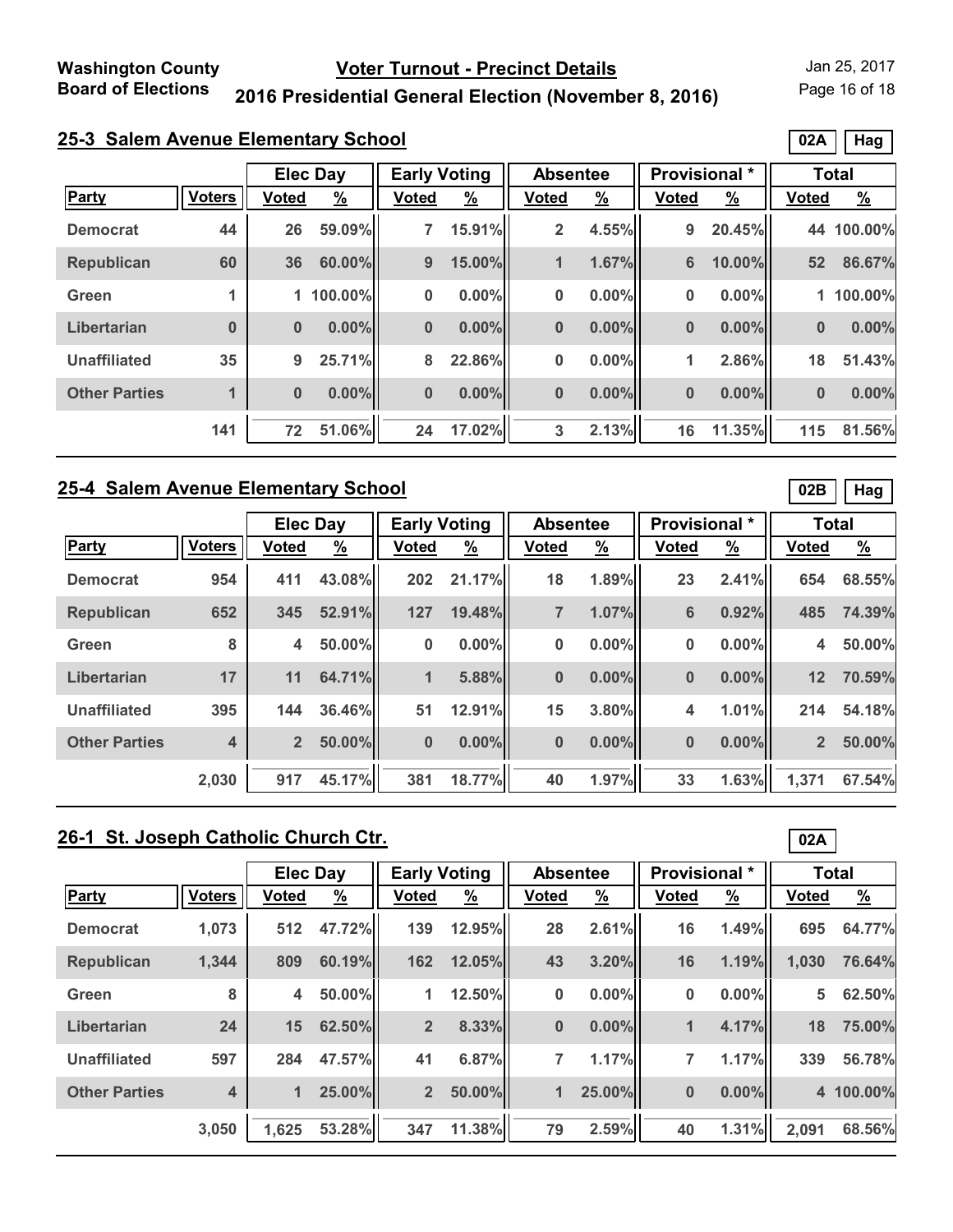**Washington County Board of Elections**

# Voter Turnout - Precinct Details

## 2016 Presidential General Election (November 8, 2016)

Jan 25, 2017

### 25-3 Salem Avenue Elementary School

02A | Hag

| | | Elec Day | | Early Voting | | Absentee | | Provisional * | | Total | |
|---|---|---|---|---|---|---|---|---|---|---|---|
| **Party** | **Voters** | **Voted** | **%** | **Voted** | **%** | **Voted** | **%** | **Voted** | **%** | **Voted** | **%** |
| Democrat | 44 | 26 | 59.09% | 7 | 15.91% | 2 | 4.55% | 9 | 20.45% | 44 | 100.00% |
| Republican | 60 | 36 | 60.00% | 9 | 15.00% | 1 | 1.67% | 6 | 10.00% | 52 | 86.67% |
| Green | 1 | 1 | 100.00% | 0 | 0.00% | 0 | 0.00% | 0 | 0.00% | 1 | 100.00% |
| Libertarian | 0 | 0 | 0.00% | 0 | 0.00% | 0 | 0.00% | 0 | 0.00% | 0 | 0.00% |
| Unaffiliated | 35 | 9 | 25.71% | 8 | 22.86% | 0 | 0.00% | 1 | 2.86% | 18 | 51.43% |
| Other Parties | 1 | 0 | 0.00% | 0 | 0.00% | 0 | 0.00% | 0 | 0.00% | 0 | 0.00% |
| | 141 | 72 | 51.06% | 24 | 17.02% | 3 | 2.13% | 16 | 11.35% | 115 | 81.56% |

### 25-4 Salem Avenue Elementary School

02B | Hag

| | | Elec Day | | Early Voting | | Absentee | | Provisional * | | Total | |
|---|---|---|---|---|---|---|---|---|---|---|---|
| **Party** | **Voters** | **Voted** | **%** | **Voted** | **%** | **Voted** | **%** | **Voted** | **%** | **Voted** | **%** |
| Democrat | 954 | 411 | 43.08% | 202 | 21.17% | 18 | 1.89% | 23 | 2.41% | 654 | 68.55% |
| Republican | 652 | 345 | 52.91% | 127 | 19.48% | 7 | 1.07% | 6 | 0.92% | 485 | 74.39% |
| Green | 8 | 4 | 50.00% | 0 | 0.00% | 0 | 0.00% | 0 | 0.00% | 4 | 50.00% |
| Libertarian | 17 | 11 | 64.71% | 1 | 5.88% | 0 | 0.00% | 0 | 0.00% | 12 | 70.59% |
| Unaffiliated | 395 | 144 | 36.46% | 51 | 12.91% | 15 | 3.80% | 4 | 1.01% | 214 | 54.18% |
| Other Parties | 4 | 2 | 50.00% | 0 | 0.00% | 0 | 0.00% | 0 | 0.00% | 2 | 50.00% |
| | 2,030 | 917 | 45.17% | 381 | 18.77% | 40 | 1.97% | 33 | 1.63% | 1,371 | 67.54% |

### 26-1 St. Joseph Catholic Church Ctr.

02A

| | | Elec Day | | Early Voting | | Absentee | | Provisional * | | Total | |
|---|---|---|---|---|---|---|---|---|---|---|---|
| **Party** | **Voters** | **Voted** | **%** | **Voted** | **%** | **Voted** | **%** | **Voted** | **%** | **Voted** | **%** |
| Democrat | 1,073 | 512 | 47.72% | 139 | 12.95% | 28 | 2.61% | 16 | 1.49% | 695 | 64.77% |
| Republican | 1,344 | 809 | 60.19% | 162 | 12.05% | 43 | 3.20% | 16 | 1.19% | 1,030 | 76.64% |
| Green | 8 | 4 | 50.00% | 1 | 12.50% | 0 | 0.00% | 0 | 0.00% | 5 | 62.50% |
| Libertarian | 24 | 15 | 62.50% | 2 | 8.33% | 0 | 0.00% | 1 | 4.17% | 18 | 75.00% |
| Unaffiliated | 597 | 284 | 47.57% | 41 | 6.87% | 7 | 1.17% | 7 | 1.17% | 339 | 56.78% |
| Other Parties | 4 | 1 | 25.00% | 2 | 50.00% | 1 | 25.00% | 0 | 0.00% | 4 | 100.00% |
| | 3,050 | 1,625 | 53.28% | 347 | 11.38% | 79 | 2.59% | 40 | 1.31% | 2,091 | 68.56% |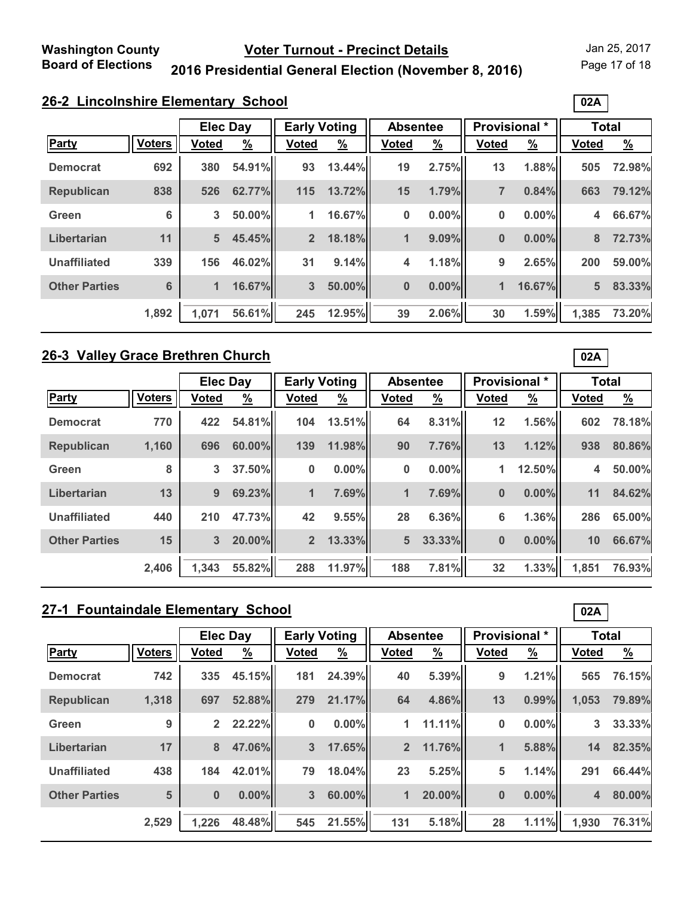## 26-2 Lincolnshire Elementary School

02A

| | | Elec Day | | Early Voting | | Absentee | | Provisional * | | Total | |
|---|---|---|---|---|---|---|---|---|---|---|---|
| Party | Voters | Voted | % | Voted | % | Voted | % | Voted | % | Voted | % |
| Democrat | 692 | 380 | 54.91% | 93 | 13.44% | 19 | 2.75% | 13 | 1.88% | 505 | 72.98% |
| Republican | 838 | 526 | 62.77% | 115 | 13.72% | 15 | 1.79% | 7 | 0.84% | 663 | 79.12% |
| Green | 6 | 3 | 50.00% | 1 | 16.67% | 0 | 0.00% | 0 | 0.00% | 4 | 66.67% |
| Libertarian | 11 | 5 | 45.45% | 2 | 18.18% | 1 | 9.09% | 0 | 0.00% | 8 | 72.73% |
| Unaffiliated | 339 | 156 | 46.02% | 31 | 9.14% | 4 | 1.18% | 9 | 2.65% | 200 | 59.00% |
| Other Parties | 6 | 1 | 16.67% | 3 | 50.00% | 0 | 0.00% | 1 | 16.67% | 5 | 83.33% |
| | 1,892 | 1,071 | 56.61% | 245 | 12.95% | 39 | 2.06% | 30 | 1.59% | 1,385 | 73.20% |

## 26-3 Valley Grace Brethren Church

02A

| | | Elec Day | | Early Voting | | Absentee | | Provisional * | | Total | |
|---|---|---|---|---|---|---|---|---|---|---|---|
| Party | Voters | Voted | % | Voted | % | Voted | % | Voted | % | Voted | % |
| Democrat | 770 | 422 | 54.81% | 104 | 13.51% | 64 | 8.31% | 12 | 1.56% | 602 | 78.18% |
| Republican | 1,160 | 696 | 60.00% | 139 | 11.98% | 90 | 7.76% | 13 | 1.12% | 938 | 80.86% |
| Green | 8 | 3 | 37.50% | 0 | 0.00% | 0 | 0.00% | 1 | 12.50% | 4 | 50.00% |
| Libertarian | 13 | 9 | 69.23% | 1 | 7.69% | 1 | 7.69% | 0 | 0.00% | 11 | 84.62% |
| Unaffiliated | 440 | 210 | 47.73% | 42 | 9.55% | 28 | 6.36% | 6 | 1.36% | 286 | 65.00% |
| Other Parties | 15 | 3 | 20.00% | 2 | 13.33% | 5 | 33.33% | 0 | 0.00% | 10 | 66.67% |
| | 2,406 | 1,343 | 55.82% | 288 | 11.97% | 188 | 7.81% | 32 | 1.33% | 1,851 | 76.93% |

## 27-1 Fountaindale Elementary School

02A

| | | Elec Day | | Early Voting | | Absentee | | Provisional * | | Total | |
|---|---|---|---|---|---|---|---|---|---|---|---|
| Party | Voters | Voted | % | Voted | % | Voted | % | Voted | % | Voted | % |
| Democrat | 742 | 335 | 45.15% | 181 | 24.39% | 40 | 5.39% | 9 | 1.21% | 565 | 76.15% |
| Republican | 1,318 | 697 | 52.88% | 279 | 21.17% | 64 | 4.86% | 13 | 0.99% | 1,053 | 79.89% |
| Green | 9 | 2 | 22.22% | 0 | 0.00% | 1 | 11.11% | 0 | 0.00% | 3 | 33.33% |
| Libertarian | 17 | 8 | 47.06% | 3 | 17.65% | 2 | 11.76% | 1 | 5.88% | 14 | 82.35% |
| Unaffiliated | 438 | 184 | 42.01% | 79 | 18.04% | 23 | 5.25% | 5 | 1.14% | 291 | 66.44% |
| Other Parties | 5 | 0 | 0.00% | 3 | 60.00% | 1 | 20.00% | 0 | 0.00% | 4 | 80.00% |
| | 2,529 | 1,226 | 48.48% | 545 | 21.55% | 131 | 5.18% | 28 | 1.11% | 1,930 | 76.31% |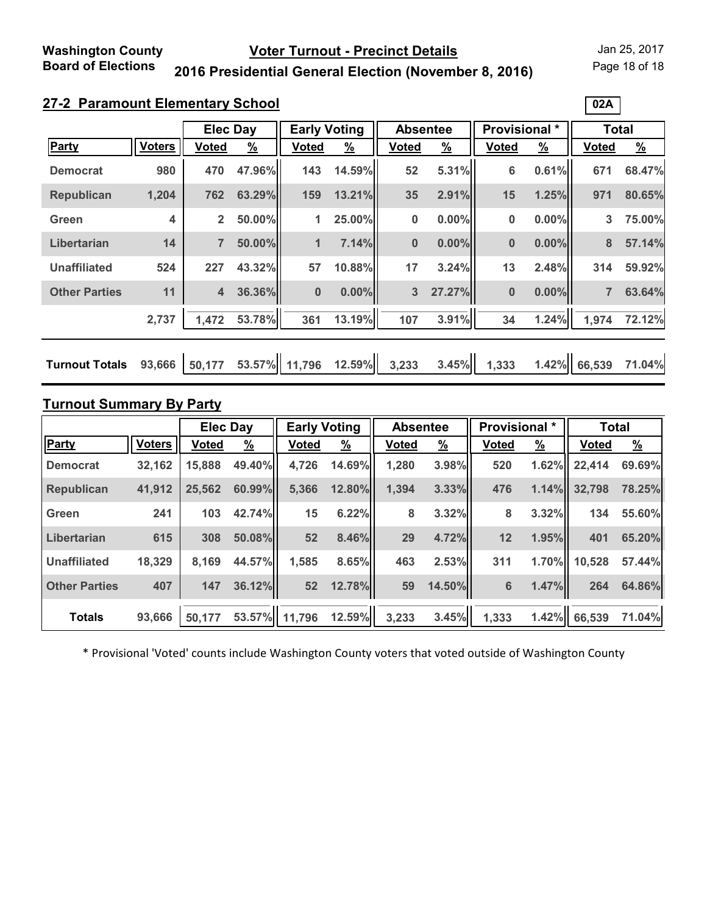**Washington County Board of Elections**

# Voter Turnout - Precinct Details

## 2016 Presidential General Election (November 8, 2016)

### 27-2 Paramount Elementary School

02A

| | | Elec Day | | Early Voting | | Absentee | | Provisional * | | Total | |
|---|---|---|---|---|---|---|---|---|---|---|---|
| **Party** | **Voters** | **Voted** | **%** | **Voted** | **%** | **Voted** | **%** | **Voted** | **%** | **Voted** | **%** |
| Democrat | 980 | 470 | 47.96% | 143 | 14.59% | 52 | 5.31% | 6 | 0.61% | 671 | 68.47% |
| Republican | 1,204 | 762 | 63.29% | 159 | 13.21% | 35 | 2.91% | 15 | 1.25% | 971 | 80.65% |
| Green | 4 | 2 | 50.00% | 1 | 25.00% | 0 | 0.00% | 0 | 0.00% | 3 | 75.00% |
| Libertarian | 14 | 7 | 50.00% | 1 | 7.14% | 0 | 0.00% | 0 | 0.00% | 8 | 57.14% |
| Unaffiliated | 524 | 227 | 43.32% | 57 | 10.88% | 17 | 3.24% | 13 | 2.48% | 314 | 59.92% |
| Other Parties | 11 | 4 | 36.36% | 0 | 0.00% | 3 | 27.27% | 0 | 0.00% | 7 | 63.64% |
| | 2,737 | 1,472 | 53.78% | 361 | 13.19% | 107 | 3.91% | 34 | 1.24% | 1,974 | 72.12% |
| **Turnout Totals** | 93,666 | 50,177 | 53.57% | 11,796 | 12.59% | 3,233 | 3.45% | 1,333 | 1.42% | 66,539 | 71.04% |

## Turnout Summary By Party

| | | Elec Day | | Early Voting | | Absentee | | Provisional * | | Total | |
|---|---|---|---|---|---|---|---|---|---|---|---|
| **Party** | **Voters** | **Voted** | **%** | **Voted** | **%** | **Voted** | **%** | **Voted** | **%** | **Voted** | **%** |
| Democrat | 32,162 | 15,888 | 49.40% | 4,726 | 14.69% | 1,280 | 3.98% | 520 | 1.62% | 22,414 | 69.69% |
| Republican | 41,912 | 25,562 | 60.99% | 5,366 | 12.80% | 1,394 | 3.33% | 476 | 1.14% | 32,798 | 78.25% |
| Green | 241 | 103 | 42.74% | 15 | 6.22% | 8 | 3.32% | 8 | 3.32% | 134 | 55.60% |
| Libertarian | 615 | 308 | 50.08% | 52 | 8.46% | 29 | 4.72% | 12 | 1.95% | 401 | 65.20% |
| Unaffiliated | 18,329 | 8,169 | 44.57% | 1,585 | 8.65% | 463 | 2.53% | 311 | 1.70% | 10,528 | 57.44% |
| Other Parties | 407 | 147 | 36.12% | 52 | 12.78% | 59 | 14.50% | 6 | 1.47% | 264 | 64.86% |
| **Totals** | 93,666 | 50,177 | 53.57% | 11,796 | 12.59% | 3,233 | 3.45% | 1,333 | 1.42% | 66,539 | 71.04% |

* Provisional 'Voted' counts include Washington County voters that voted outside of Washington County